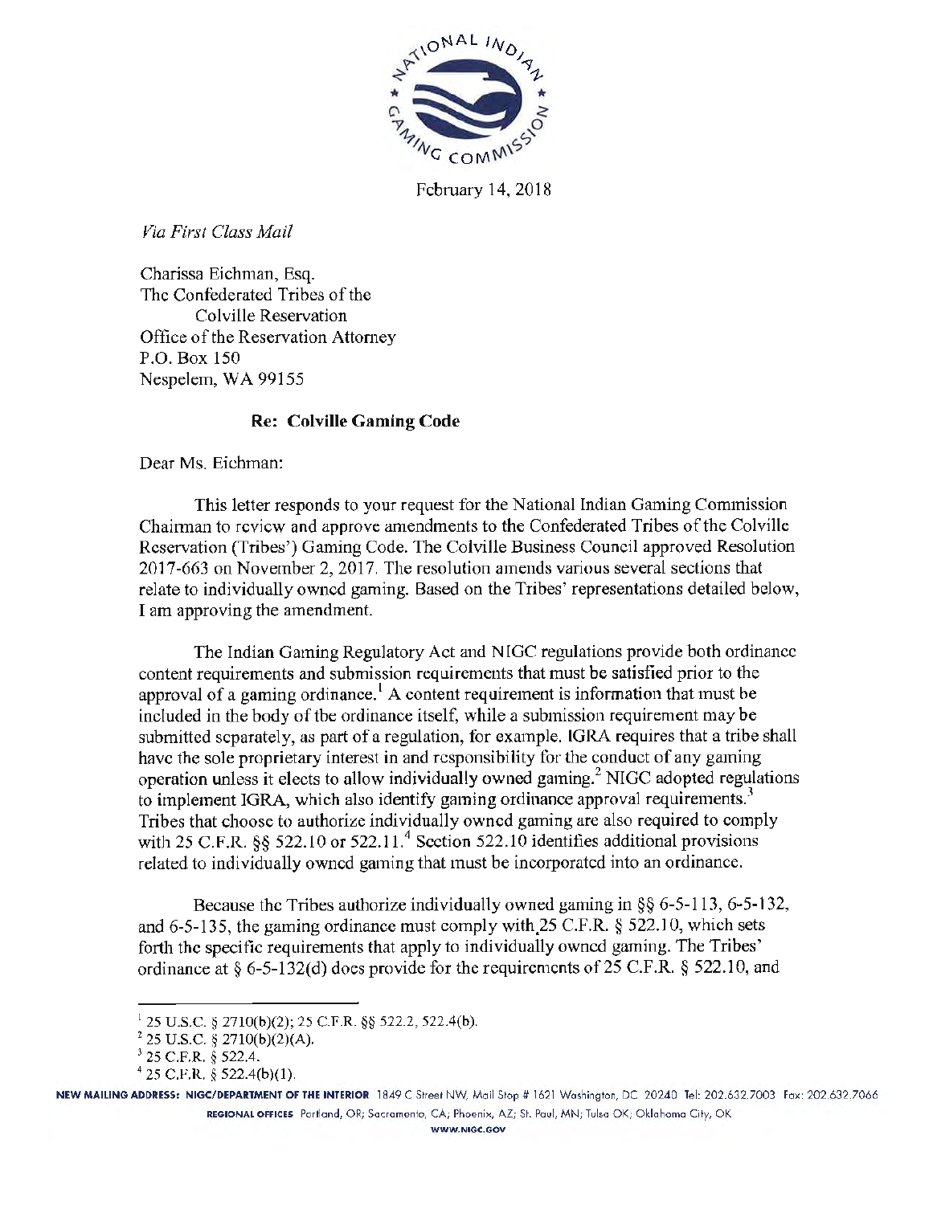February 14, 2018

*Via First Class Mail*

Charissa Eichman, Esq.
The Confederated Tribes of the
Colville Reservation
Office of the Reservation Attorney
P.O. Box 150
Nespelem, WA 99155

**Re: Colville Gaming Code**

Dear Ms. Eichman:

This letter responds to your request for the National Indian Gaming Commission Chairman to review and approve amendments to the Confederated Tribes of the Colville Reservation (Tribes') Gaming Code. The Colville Business Council approved Resolution 2017-663 on November 2, 2017. The resolution amends various several sections that relate to individually owned gaming. Based on the Tribes' representations detailed below, I am approving the amendment.

The Indian Gaming Regulatory Act and NIGC regulations provide both ordinance content requirements and submission requirements that must be satisfied prior to the approval of a gaming ordinance.[1] A content requirement is information that must be included in the body of the ordinance itself, while a submission requirement may be submitted separately, as part of a regulation, for example. IGRA requires that a tribe shall have the sole proprietary interest in and responsibility for the conduct of any gaming operation unless it elects to allow individually owned gaming.[2] NIGC adopted regulations to implement IGRA, which also identify gaming ordinance approval requirements.[3] Tribes that choose to authorize individually owned gaming are also required to comply with 25 C.F.R. §§ 522.10 or 522.11.[4] Section 522.10 identifies additional provisions related to individually owned gaming that must be incorporated into an ordinance.

Because the Tribes authorize individually owned gaming in §§ 6-5-113, 6-5-132, and 6-5-135, the gaming ordinance must comply with 25 C.F.R. § 522.10, which sets forth the specific requirements that apply to individually owned gaming. The Tribes' ordinance at § 6-5-132(d) does provide for the requirements of 25 C.F.R. § 522.10, and

---

[1] 25 U.S.C. § 2710(b)(2); 25 C.F.R. §§ 522.2, 522.4(b).
[2] 25 U.S.C. § 2710(b)(2)(A).
[3] 25 C.F.R. § 522.4.
[4] 25 C.F.R. § 522.4(b)(1).

**NEW MAILING ADDRESS: NIGC/DEPARTMENT OF THE INTERIOR** 1849 C Street NW, Mail Stop # 1621 Washington, DC 20240 Tel: 202.632.7003 Fax: 202.632.7066
**REGIONAL OFFICES** Portland, OR; Sacramento, CA; Phoenix, AZ; St. Paul, MN; Tulsa OK; Oklahoma City, OK
WWW.NIGC.GOV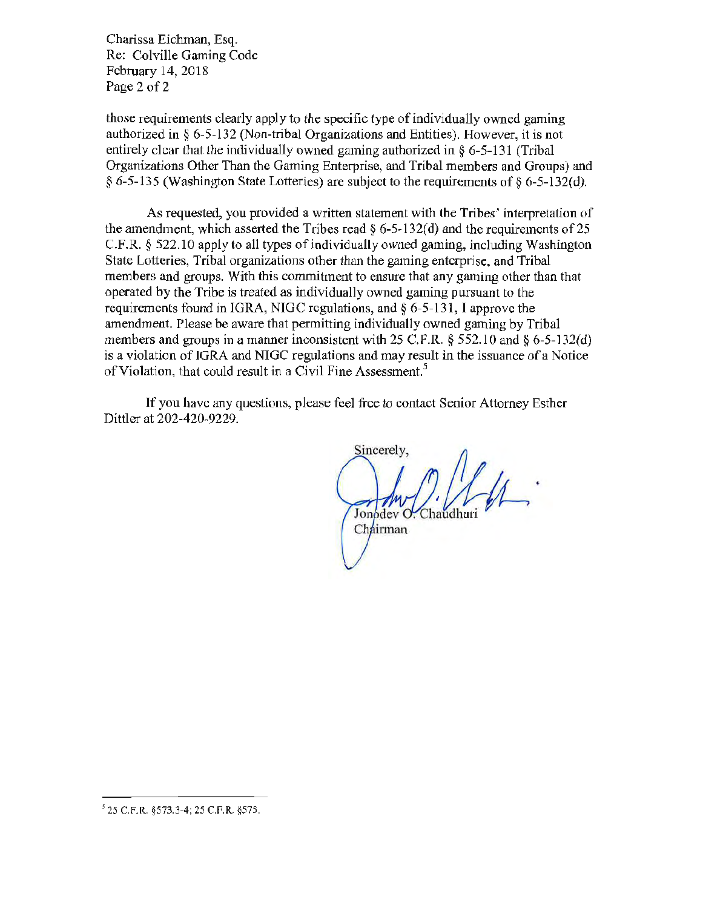those requirements clearly apply to the specific type of individually owned gaming authorized in § 6-5-132 (Non-tribal Organizations and Entities). However, it is not entirely clear that the individually owned gaming authorized in § 6-5-131 (Tribal Organizations Other Than the Gaming Enterprise, and Tribal members and Groups) and § 6-5-135 (Washington State Lotteries) are subject to the requirements of § 6-5-132(d).

As requested, you provided a written statement with the Tribes' interpretation of the amendment, which asserted the Tribes read § 6-5-132(d) and the requirements of 25 C.F.R. § 522.10 apply to all types of individually owned gaming, including Washington State Lotteries, Tribal organizations other than the gaming enterprise, and Tribal members and groups. With this commitment to ensure that any gaming other than that operated by the Tribe is treated as individually owned gaming pursuant to the requirements found in IGRA, NIGC regulations, and § 6-5-131, I approve the amendment. Please be aware that permitting individually owned gaming by Tribal members and groups in a manner inconsistent with 25 C.F.R. § 552.10 and § 6-5-132(d) is a violation of IGRA and NIGC regulations and may result in the issuance of a Notice of Violation, that could result in a Civil Fine Assessment.[5]

If you have any questions, please feel free to contact Senior Attorney Esther Dittler at 202-420-9229.

Sincerely,

Jonodev O. Chaudhuri
Chairman

---

[5] 25 C.F.R. §573.3-4; 25 C.F.R. §575.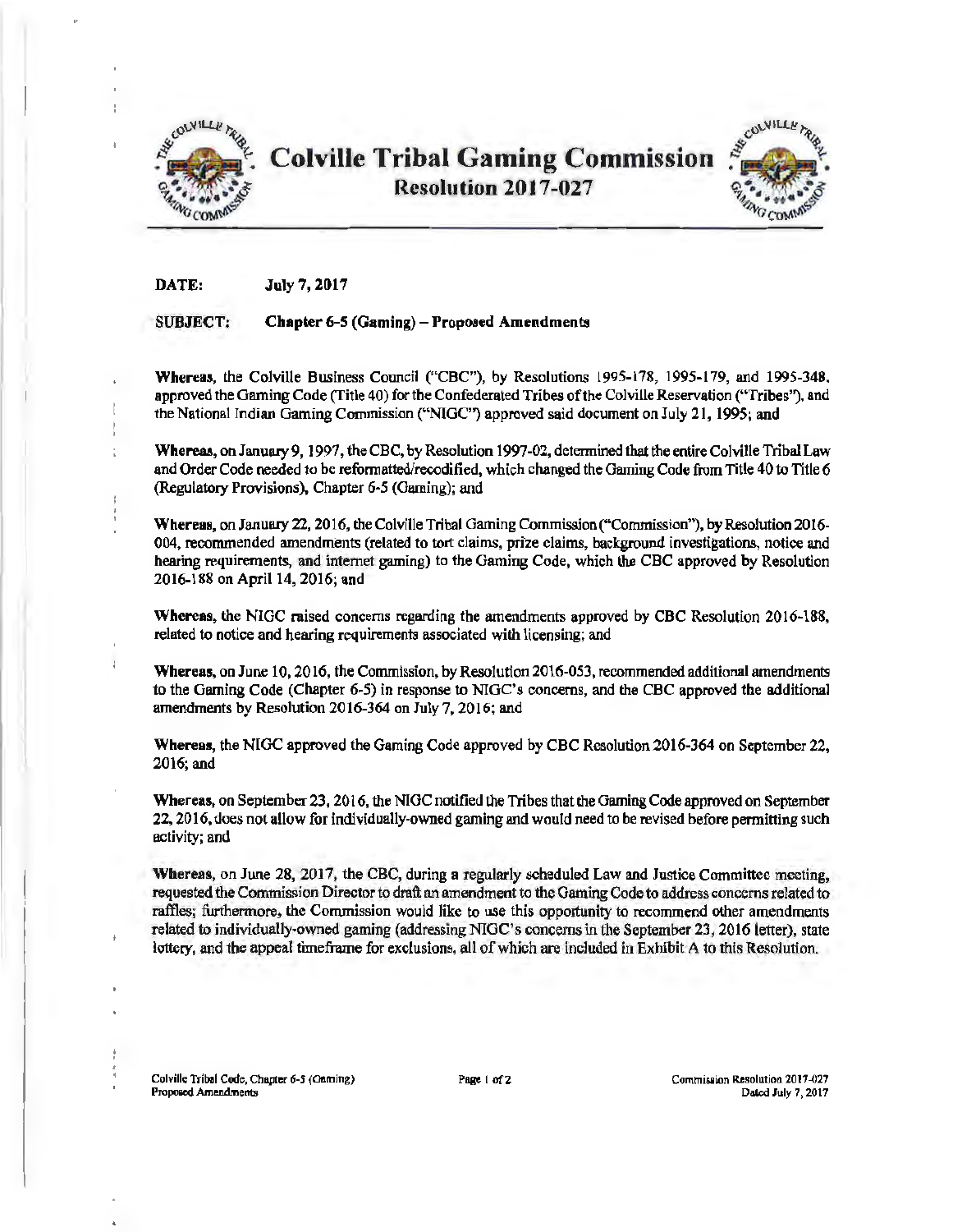# Colville Tribal Gaming Commission

## Resolution 2017-027

**DATE:** July 7, 2017

**SUBJECT:** **Chapter 6-5 (Gaming) – Proposed Amendments**

**Whereas,** the Colville Business Council ("CBC"), by Resolutions 1995-178, 1995-179, and 1995-348, approved the Gaming Code (Title 40) for the Confederated Tribes of the Colville Reservation ("Tribes"), and the National Indian Gaming Commission ("NIGC") approved said document on July 21, 1995; and

**Whereas,** on January 9, 1997, the CBC, by Resolution 1997-02, determined that the entire Colville Tribal Law and Order Code needed to be reformatted/recodified, which changed the Gaming Code from Title 40 to Title 6 (Regulatory Provisions), Chapter 6-5 (Gaming); and

**Whereas,** on January 22, 2016, the Colville Tribal Gaming Commission ("Commission"), by Resolution 2016-004, recommended amendments (related to tort claims, prize claims, background investigations, notice and hearing requirements, and internet gaming) to the Gaming Code, which the CBC approved by Resolution 2016-188 on April 14, 2016; and

**Whereas,** the NIGC raised concerns regarding the amendments approved by CBC Resolution 2016-188, related to notice and hearing requirements associated with licensing; and

**Whereas,** on June 10, 2016, the Commission, by Resolution 2016-053, recommended additional amendments to the Gaming Code (Chapter 6-5) in response to NIGC's concerns, and the CBC approved the additional amendments by Resolution 2016-364 on July 7, 2016; and

**Whereas,** the NIGC approved the Gaming Code approved by CBC Resolution 2016-364 on September 22, 2016; and

**Whereas,** on September 23, 2016, the NIGC notified the Tribes that the Gaming Code approved on September 22, 2016, does not allow for individually-owned gaming and would need to be revised before permitting such activity; and

**Whereas,** on June 28, 2017, the CBC, during a regularly scheduled Law and Justice Committee meeting, requested the Commission Director to draft an amendment to the Gaming Code to address concerns related to raffles; furthermore, the Commission would like to use this opportunity to recommend other amendments related to individually-owned gaming (addressing NIGC's concerns in the September 23, 2016 letter), state lottery, and the appeal timeframe for exclusions, all of which are included in Exhibit A to this Resolution.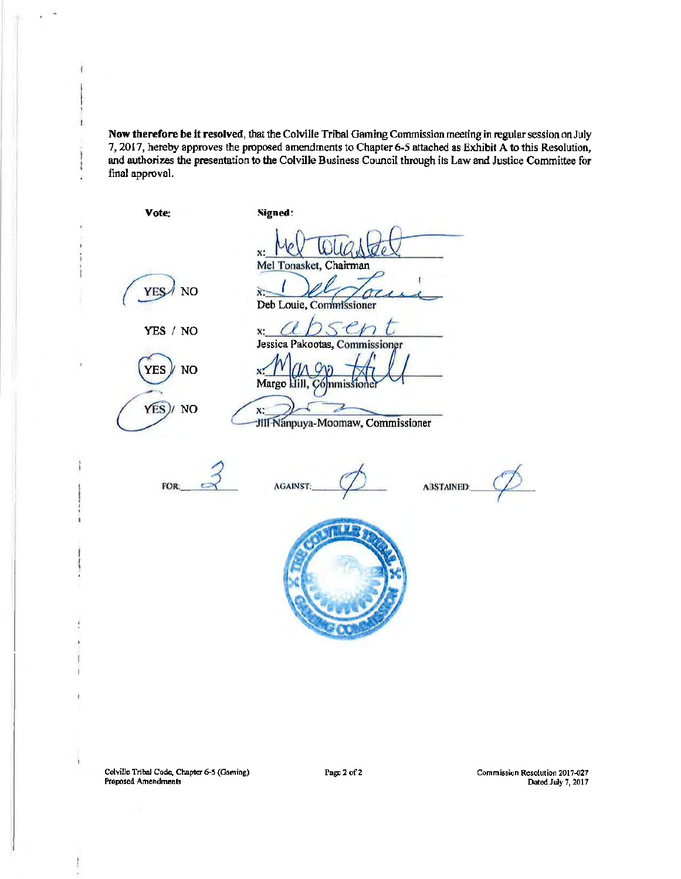**Now therefore be it resolved**, that the Colville Tribal Gaming Commission meeting in regular session on July 7, 2017, hereby approves the proposed amendments to Chapter 6-5 attached as Exhibit A to this Resolution, and authorizes the presentation to the Colville Business Council through its Law and Justice Committee for final approval.

| **Vote:** | **Signed:** |
|---|---|
| | x: Mel Tonasket<br>Mel Tonasket, Chairman |
| (YES) / NO | x: Deb Louie<br>Deb Louie, Commissioner |
| YES / NO | x: absent<br>Jessica Pakootas, Commissioner |
| (YES) / NO | x: Margo Hill<br>Margo Hill, Commissioner |
| (YES) / NO | x: [signature]<br>Jill Nanpuya-Moomaw, Commissioner |

FOR: 3 AGAINST: Ø ABSTAINED: Ø

THE COLVILLE TRIBAL GAMING COMMISSION

Colville Tribal Code, Chapter 6-5 (Gaming)
Proposed Amendments

Commission Resolution 2017-027
Dated July 7, 2017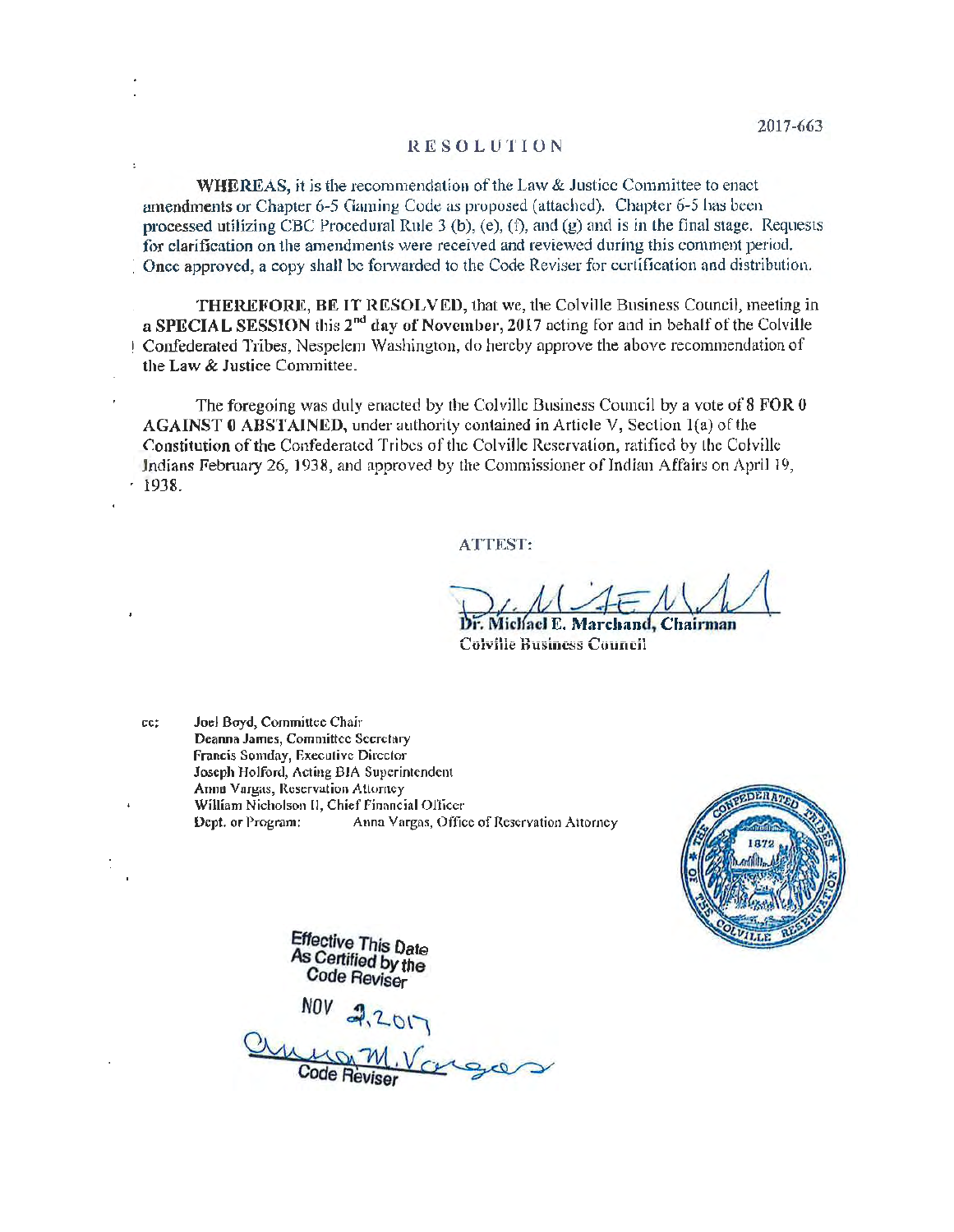2017-663

# RESOLUTION

**WHEREAS,** it is the recommendation of the Law & Justice Committee to enact amendments or Chapter 6-5 Gaming Code as proposed (attached). Chapter 6-5 has been processed utilizing CBC Procedural Rule 3 (b), (e), (f), and (g) and is in the final stage. Requests for clarification on the amendments were received and reviewed during this comment period. Once approved, a copy shall be forwarded to the Code Reviser for certification and distribution.

**THEREFORE, BE IT RESOLVED,** that we, the Colville Business Council, meeting in a **SPECIAL SESSION** this **2nd day of November, 2017** acting for and in behalf of the Colville Confederated Tribes, Nespelem Washington, do hereby approve the above recommendation of the Law & Justice Committee.

The foregoing was duly enacted by the Colville Business Council by a vote of **8 FOR 0 AGAINST 0 ABSTAINED,** under authority contained in Article V, Section 1(a) of the Constitution of the Confederated Tribes of the Colville Reservation, ratified by the Colville Indians February 26, 1938, and approved by the Commissioner of Indian Affairs on April 19, 1938.

ATTEST:

**Dr. Michael E. Marchand, Chairman**
Colville Business Council

cc: Joel Boyd, Committee Chair
Deanna James, Committee Secretary
Francis Somday, Executive Director
Joseph Holford, Acting BIA Superintendent
Anna Vargas, Reservation Attorney
William Nicholson II, Chief Financial Officer
Dept. or Program: Anna Vargas, Office of Reservation Attorney

Effective This Date
As Certified by the
Code Reviser

NOV 2, 2017

Code Reviser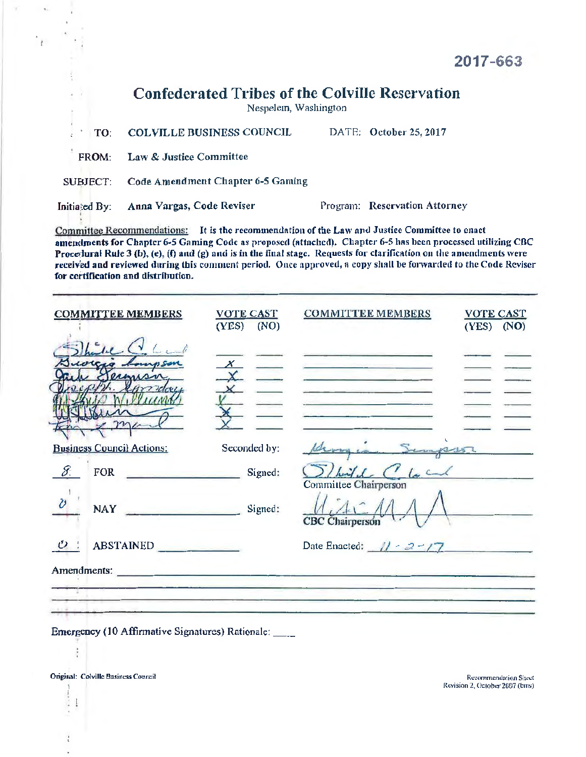2017-663

# Confederated Tribes of the Colville Reservation

Nespelem, Washington

**TO:** COLVILLE BUSINESS COUNCIL  **DATE:** October 25, 2017

**FROM:** Law & Justice Committee

**SUBJECT:** Code Amendment Chapter 6-5 Gaming

**Initiated By:** Anna Vargas, Code Reviser  **Program:** Reservation Attorney

Committee Recommendations: **It is the recommendation of the Law and Justice Committee to enact amendments for Chapter 6-5 Gaming Code as proposed (attached). Chapter 6-5 has been processed utilizing CBC Procedural Rule 3 (b), (e), (f) and (g) and is in the final stage. Requests for clarification on the amendments were received and reviewed during this comment period. Once approved, a copy shall be forwarded to the Code Reviser for certification and distribution.**

| COMMITTEE MEMBERS | VOTE CAST (YES) | (NO) | COMMITTEE MEMBERS | VOTE CAST (YES) | (NO) |
|---|---|---|---|---|---|
| Shirlee Clark | | | | | |
| Georgia Simpson | X | | | | |
| Jack Ferguson | X | | | | |
| Joseph H. Somday | X | | | | |
| Andy Williams | X | | | | |
| [signature] | X | | | | |
| [signature] | X | | | | |

Business Council Actions:  Seconded by: Georgia Simpson

8 FOR ____________ Signed: Shirlee Clark
Committee Chairperson

0 NAY ____________ Signed: [signature]
CBC Chairperson

0 ABSTAINED ____________ Date Enacted: 11-2-17

Amendments: ____________

Emergency (10 Affirmative Signatures) Rationale: ____

Original: Colville Business Council

Recommendation Sheet
Revision 2, October 2007 (bms)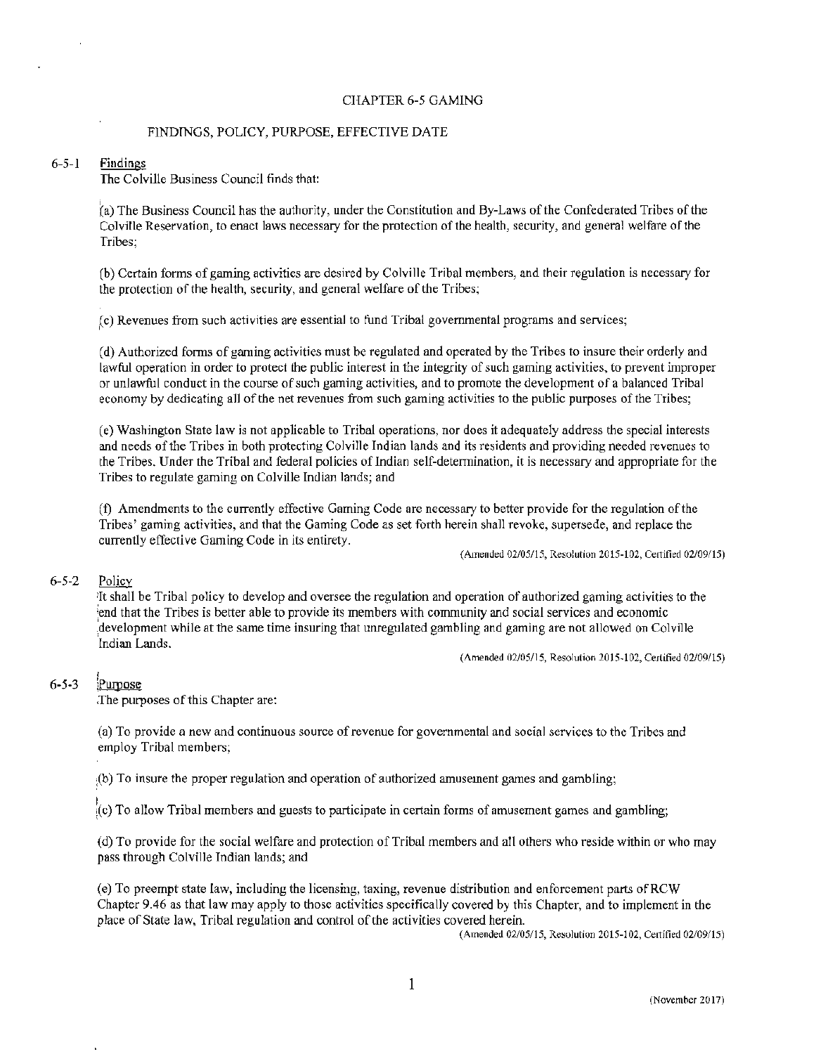# CHAPTER 6-5 GAMING

## FINDINGS, POLICY, PURPOSE, EFFECTIVE DATE

### 6-5-1 Findings

The Colville Business Council finds that:

(a) The Business Council has the authority, under the Constitution and By-Laws of the Confederated Tribes of the Colville Reservation, to enact laws necessary for the protection of the health, security, and general welfare of the Tribes;

(b) Certain forms of gaming activities are desired by Colville Tribal members, and their regulation is necessary for the protection of the health, security, and general welfare of the Tribes;

(c) Revenues from such activities are essential to fund Tribal governmental programs and services;

(d) Authorized forms of gaming activities must be regulated and operated by the Tribes to insure their orderly and lawful operation in order to protect the public interest in the integrity of such gaming activities, to prevent improper or unlawful conduct in the course of such gaming activities, and to promote the development of a balanced Tribal economy by dedicating all of the net revenues from such gaming activities to the public purposes of the Tribes;

(e) Washington State law is not applicable to Tribal operations, nor does it adequately address the special interests and needs of the Tribes in both protecting Colville Indian lands and its residents and providing needed revenues to the Tribes. Under the Tribal and federal policies of Indian self-determination, it is necessary and appropriate for the Tribes to regulate gaming on Colville Indian lands; and

(f) Amendments to the currently effective Gaming Code are necessary to better provide for the regulation of the Tribes' gaming activities, and that the Gaming Code as set forth herein shall revoke, supersede, and replace the currently effective Gaming Code in its entirety.

(Amended 02/05/15, Resolution 2015-102, Certified 02/09/15)

### 6-5-2 Policy

It shall be Tribal policy to develop and oversee the regulation and operation of authorized gaming activities to the end that the Tribes is better able to provide its members with community and social services and economic development while at the same time insuring that unregulated gambling and gaming are not allowed on Colville Indian Lands.

(Amended 02/05/15, Resolution 2015-102, Certified 02/09/15)

### 6-5-3 Purpose

The purposes of this Chapter are:

(a) To provide a new and continuous source of revenue for governmental and social services to the Tribes and employ Tribal members;

(b) To insure the proper regulation and operation of authorized amusement games and gambling;

(c) To allow Tribal members and guests to participate in certain forms of amusement games and gambling;

(d) To provide for the social welfare and protection of Tribal members and all others who reside within or who may pass through Colville Indian lands; and

(e) To preempt state law, including the licensing, taxing, revenue distribution and enforcement parts of RCW Chapter 9.46 as that law may apply to those activities specifically covered by this Chapter, and to implement in the place of State law, Tribal regulation and control of the activities covered herein.

(Amended 02/05/15, Resolution 2015-102, Certified 02/09/15)

(November 2017)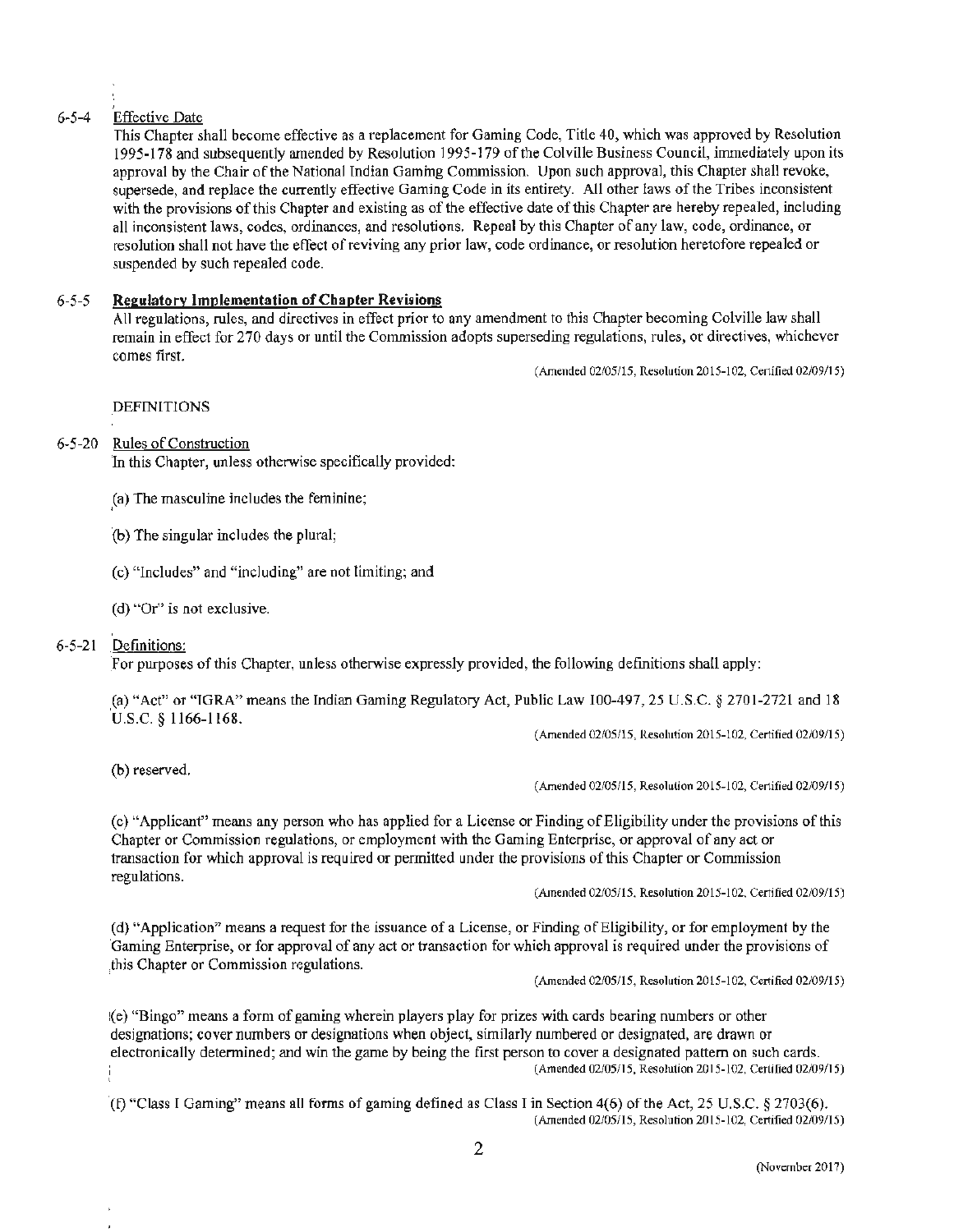6-5-4 Effective Date

This Chapter shall become effective as a replacement for Gaming Code, Title 40, which was approved by Resolution 1995-178 and subsequently amended by Resolution 1995-179 of the Colville Business Council, immediately upon its approval by the Chair of the National Indian Gaming Commission. Upon such approval, this Chapter shall revoke, supersede, and replace the currently effective Gaming Code in its entirety. All other laws of the Tribes inconsistent with the provisions of this Chapter and existing as of the effective date of this Chapter are hereby repealed, including all inconsistent laws, codes, ordinances, and resolutions. Repeal by this Chapter of any law, code, ordinance, or resolution shall not have the effect of reviving any prior law, code ordinance, or resolution heretofore repealed or suspended by such repealed code.

6-5-5 **Regulatory Implementation of Chapter Revisions**

All regulations, rules, and directives in effect prior to any amendment to this Chapter becoming Colville law shall remain in effect for 270 days or until the Commission adopts superseding regulations, rules, or directives, whichever comes first.

(Amended 02/05/15, Resolution 2015-102, Certified 02/09/15)

DEFINITIONS

6-5-20 Rules of Construction

In this Chapter, unless otherwise specifically provided:

(a) The masculine includes the feminine;

(b) The singular includes the plural;

(c) "Includes" and "including" are not limiting; and

(d) "Or" is not exclusive.

6-5-21 Definitions:

For purposes of this Chapter, unless otherwise expressly provided, the following definitions shall apply:

(a) "Act" or "IGRA" means the Indian Gaming Regulatory Act, Public Law 100-497, 25 U.S.C. § 2701-2721 and 18 U.S.C. § 1166-1168.

(Amended 02/05/15, Resolution 2015-102, Certified 02/09/15)

(b) reserved.

(Amended 02/05/15, Resolution 2015-102, Certified 02/09/15)

(c) "Applicant" means any person who has applied for a License or Finding of Eligibility under the provisions of this Chapter or Commission regulations, or employment with the Gaming Enterprise, or approval of any act or transaction for which approval is required or permitted under the provisions of this Chapter or Commission regulations.

(Amended 02/05/15, Resolution 2015-102, Certified 02/09/15)

(d) "Application" means a request for the issuance of a License, or Finding of Eligibility, or for employment by the Gaming Enterprise, or for approval of any act or transaction for which approval is required under the provisions of this Chapter or Commission regulations.

(Amended 02/05/15, Resolution 2015-102, Certified 02/09/15)

(e) "Bingo" means a form of gaming wherein players play for prizes with cards bearing numbers or other designations; cover numbers or designations when object, similarly numbered or designated, are drawn or electronically determined; and win the game by being the first person to cover a designated pattern on such cards.

(Amended 02/05/15, Resolution 2015-102, Certified 02/09/15)

(f) "Class I Gaming" means all forms of gaming defined as Class I in Section 4(6) of the Act, 25 U.S.C. § 2703(6).

(Amended 02/05/15, Resolution 2015-102, Certified 02/09/15)

(November 2017)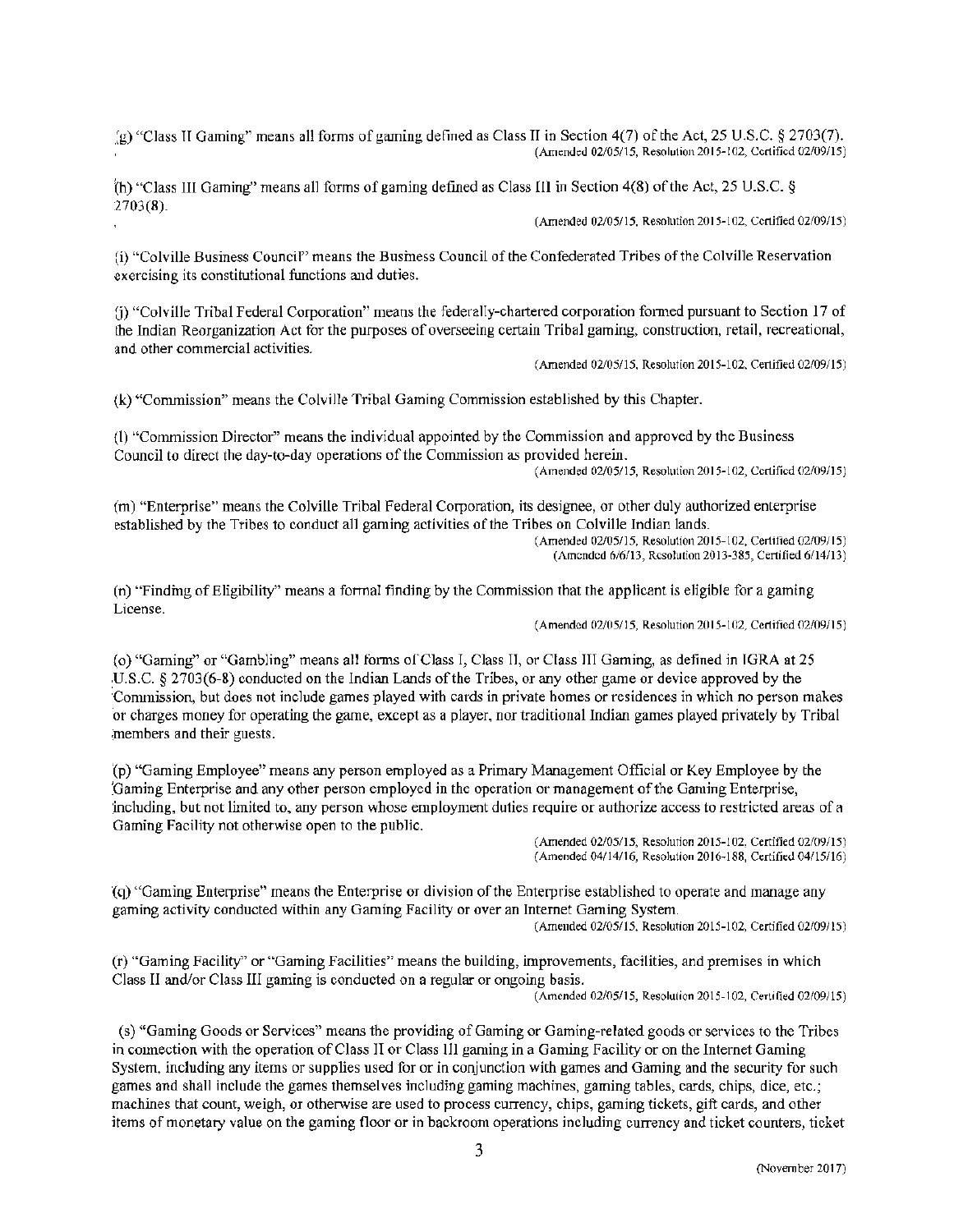(g) "Class II Gaming" means all forms of gaming defined as Class II in Section 4(7) of the Act, 25 U.S.C. § 2703(7).

(Amended 02/05/15, Resolution 2015-102, Certified 02/09/15)

(h) "Class III Gaming" means all forms of gaming defined as Class III in Section 4(8) of the Act, 25 U.S.C. § 2703(8).

(Amended 02/05/15, Resolution 2015-102, Certified 02/09/15)

(i) "Colville Business Council" means the Business Council of the Confederated Tribes of the Colville Reservation exercising its constitutional functions and duties.

(j) "Colville Tribal Federal Corporation" means the federally-chartered corporation formed pursuant to Section 17 of the Indian Reorganization Act for the purposes of overseeing certain Tribal gaming, construction, retail, recreational, and other commercial activities.

(Amended 02/05/15, Resolution 2015-102, Certified 02/09/15)

(k) "Commission" means the Colville Tribal Gaming Commission established by this Chapter.

(l) "Commission Director" means the individual appointed by the Commission and approved by the Business Council to direct the day-to-day operations of the Commission as provided herein.

(Amended 02/05/15, Resolution 2015-102, Certified 02/09/15)

(m) "Enterprise" means the Colville Tribal Federal Corporation, its designee, or other duly authorized enterprise established by the Tribes to conduct all gaming activities of the Tribes on Colville Indian lands.

(Amended 02/05/15, Resolution 2015-102, Certified 02/09/15)
(Amended 6/6/13, Resolution 2013-385, Certified 6/14/13)

(n) "Finding of Eligibility" means a formal finding by the Commission that the applicant is eligible for a gaming License.

(Amended 02/05/15, Resolution 2015-102, Certified 02/09/15)

(o) "Gaming" or "Gambling" means all forms of Class I, Class II, or Class III Gaming, as defined in IGRA at 25 U.S.C. § 2703(6-8) conducted on the Indian Lands of the Tribes, or any other game or device approved by the Commission, but does not include games played with cards in private homes or residences in which no person makes or charges money for operating the game, except as a player, nor traditional Indian games played privately by Tribal members and their guests.

(p) "Gaming Employee" means any person employed as a Primary Management Official or Key Employee by the Gaming Enterprise and any other person employed in the operation or management of the Gaming Enterprise, including, but not limited to, any person whose employment duties require or authorize access to restricted areas of a Gaming Facility not otherwise open to the public.

(Amended 02/05/15, Resolution 2015-102, Certified 02/09/15)
(Amended 04/14/16, Resolution 2016-188, Certified 04/15/16)

(q) "Gaming Enterprise" means the Enterprise or division of the Enterprise established to operate and manage any gaming activity conducted within any Gaming Facility or over an Internet Gaming System.

(Amended 02/05/15, Resolution 2015-102, Certified 02/09/15)

(r) "Gaming Facility" or "Gaming Facilities" means the building, improvements, facilities, and premises in which Class II and/or Class III gaming is conducted on a regular or ongoing basis.

(Amended 02/05/15, Resolution 2015-102, Certified 02/09/15)

(s) "Gaming Goods or Services" means the providing of Gaming or Gaming-related goods or services to the Tribes in connection with the operation of Class II or Class III gaming in a Gaming Facility or on the Internet Gaming System, including any items or supplies used for or in conjunction with games and Gaming and the security for such games and shall include the games themselves including gaming machines, gaming tables, cards, chips, dice, etc.; machines that count, weigh, or otherwise are used to process currency, chips, gaming tickets, gift cards, and other items of monetary value on the gaming floor or in backroom operations including currency and ticket counters, ticket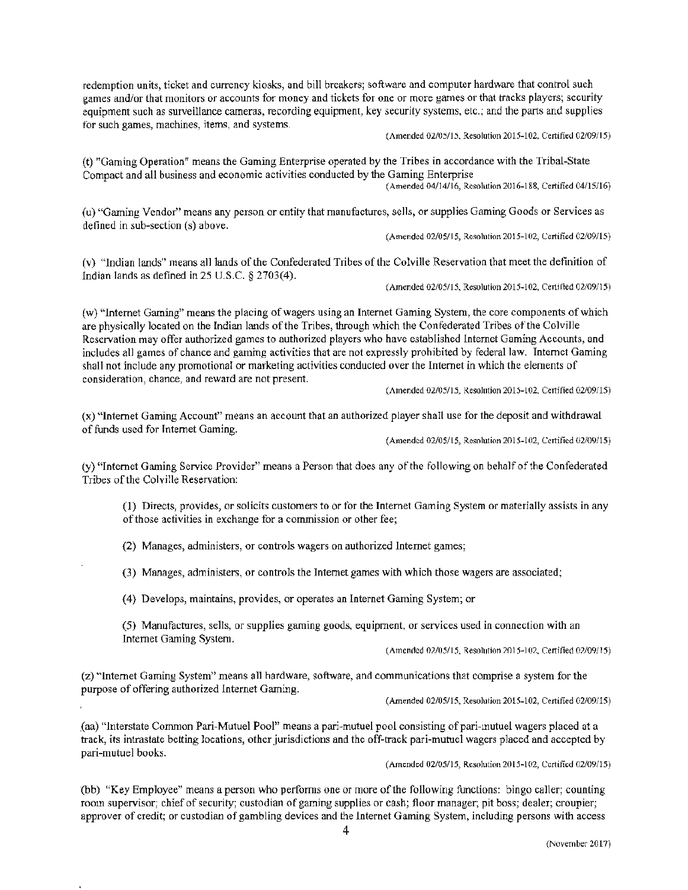redemption units, ticket and currency kiosks, and bill breakers; software and computer hardware that control such games and/or that monitors or accounts for money and tickets for one or more games or that tracks players; security equipment such as surveillance cameras, recording equipment, key security systems, etc.; and the parts and supplies for such games, machines, items, and systems.

(Amended 02/05/15, Resolution 2015-102, Certified 02/09/15)

(t) "Gaming Operation" means the Gaming Enterprise operated by the Tribes in accordance with the Tribal-State Compact and all business and economic activities conducted by the Gaming Enterprise

(Amended 04/14/16, Resolution 2016-188, Certified 04/15/16)

(u) "Gaming Vendor" means any person or entity that manufactures, sells, or supplies Gaming Goods or Services as defined in sub-section (s) above.

(Amended 02/05/15, Resolution 2015-102, Certified 02/09/15)

(v) "Indian lands" means all lands of the Confederated Tribes of the Colville Reservation that meet the definition of Indian lands as defined in 25 U.S.C. § 2703(4).

(Amended 02/05/15, Resolution 2015-102, Certified 02/09/15)

(w) "Internet Gaming" means the placing of wagers using an Internet Gaming System, the core components of which are physically located on the Indian lands of the Tribes, through which the Confederated Tribes of the Colville Reservation may offer authorized games to authorized players who have established Internet Gaming Accounts, and includes all games of chance and gaming activities that are not expressly prohibited by federal law. Internet Gaming shall not include any promotional or marketing activities conducted over the Internet in which the elements of consideration, chance, and reward are not present.

(Amended 02/05/15, Resolution 2015-102, Certified 02/09/15)

(x) "Internet Gaming Account" means an account that an authorized player shall use for the deposit and withdrawal of funds used for Internet Gaming.

(Amended 02/05/15, Resolution 2015-102, Certified 02/09/15)

(y) "Internet Gaming Service Provider" means a Person that does any of the following on behalf of the Confederated Tribes of the Colville Reservation:

(1) Directs, provides, or solicits customers to or for the Internet Gaming System or materially assists in any of those activities in exchange for a commission or other fee;

(2) Manages, administers, or controls wagers on authorized Internet games;

(3) Manages, administers, or controls the Internet games with which those wagers are associated;

(4) Develops, maintains, provides, or operates an Internet Gaming System; or

(5) Manufactures, sells, or supplies gaming goods, equipment, or services used in connection with an Internet Gaming System.

(Amended 02/05/15, Resolution 2015-102, Certified 02/09/15)

(z) "Internet Gaming System" means all hardware, software, and communications that comprise a system for the purpose of offering authorized Internet Gaming.

(Amended 02/05/15, Resolution 2015-102, Certified 02/09/15)

(aa) "Interstate Common Pari-Mutuel Pool" means a pari-mutuel pool consisting of pari-mutuel wagers placed at a track, its intrastate betting locations, other jurisdictions and the off-track pari-mutuel wagers placed and accepted by pari-mutuel books.

(Amended 02/05/15, Resolution 2015-102, Certified 02/09/15)

(bb) "Key Employee" means a person who performs one or more of the following functions: bingo caller; counting room supervisor; chief of security; custodian of gaming supplies or cash; floor manager; pit boss; dealer; croupier; approver of credit; or custodian of gambling devices and the Internet Gaming System, including persons with access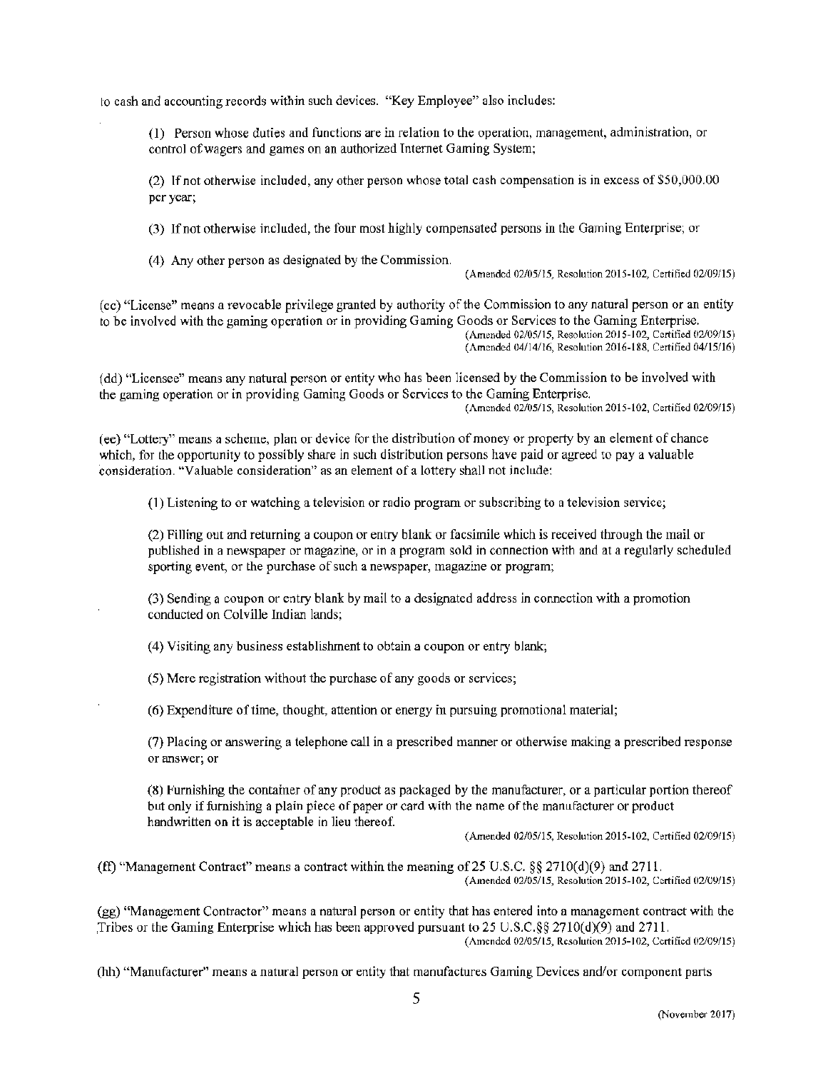to cash and accounting records within such devices. "Key Employee" also includes:

(1) Person whose duties and functions are in relation to the operation, management, administration, or control of wagers and games on an authorized Internet Gaming System;

(2) If not otherwise included, any other person whose total cash compensation is in excess of $50,000.00 per year;

(3) If not otherwise included, the four most highly compensated persons in the Gaming Enterprise; or

(4) Any other person as designated by the Commission.

(Amended 02/05/15, Resolution 2015-102, Certified 02/09/15)

(cc) "License" means a revocable privilege granted by authority of the Commission to any natural person or an entity to be involved with the gaming operation or in providing Gaming Goods or Services to the Gaming Enterprise.

(Amended 02/05/15, Resolution 2015-102, Certified 02/09/15)
(Amended 04/14/16, Resolution 2016-188, Certified 04/15/16)

(dd) "Licensee" means any natural person or entity who has been licensed by the Commission to be involved with the gaming operation or in providing Gaming Goods or Services to the Gaming Enterprise.

(Amended 02/05/15, Resolution 2015-102, Certified 02/09/15)

(ee) "Lottery" means a scheme, plan or device for the distribution of money or property by an element of chance which, for the opportunity to possibly share in such distribution persons have paid or agreed to pay a valuable consideration. "Valuable consideration" as an element of a lottery shall not include:

(1) Listening to or watching a television or radio program or subscribing to a television service;

(2) Filling out and returning a coupon or entry blank or facsimile which is received through the mail or published in a newspaper or magazine, or in a program sold in connection with and at a regularly scheduled sporting event, or the purchase of such a newspaper, magazine or program;

(3) Sending a coupon or entry blank by mail to a designated address in connection with a promotion conducted on Colville Indian lands;

(4) Visiting any business establishment to obtain a coupon or entry blank;

(5) Mere registration without the purchase of any goods or services;

(6) Expenditure of time, thought, attention or energy in pursuing promotional material;

(7) Placing or answering a telephone call in a prescribed manner or otherwise making a prescribed response or answer; or

(8) Furnishing the container of any product as packaged by the manufacturer, or a particular portion thereof but only if furnishing a plain piece of paper or card with the name of the manufacturer or product handwritten on it is acceptable in lieu thereof.

(Amended 02/05/15, Resolution 2015-102, Certified 02/09/15)

(ff) "Management Contract" means a contract within the meaning of 25 U.S.C. §§ 2710(d)(9) and 2711.

(Amended 02/05/15, Resolution 2015-102, Certified 02/09/15)

(gg) "Management Contractor" means a natural person or entity that has entered into a management contract with the Tribes or the Gaming Enterprise which has been approved pursuant to 25 U.S.C.§§ 2710(d)(9) and 2711.

(Amended 02/05/15, Resolution 2015-102, Certified 02/09/15)

(hh) "Manufacturer" means a natural person or entity that manufactures Gaming Devices and/or component parts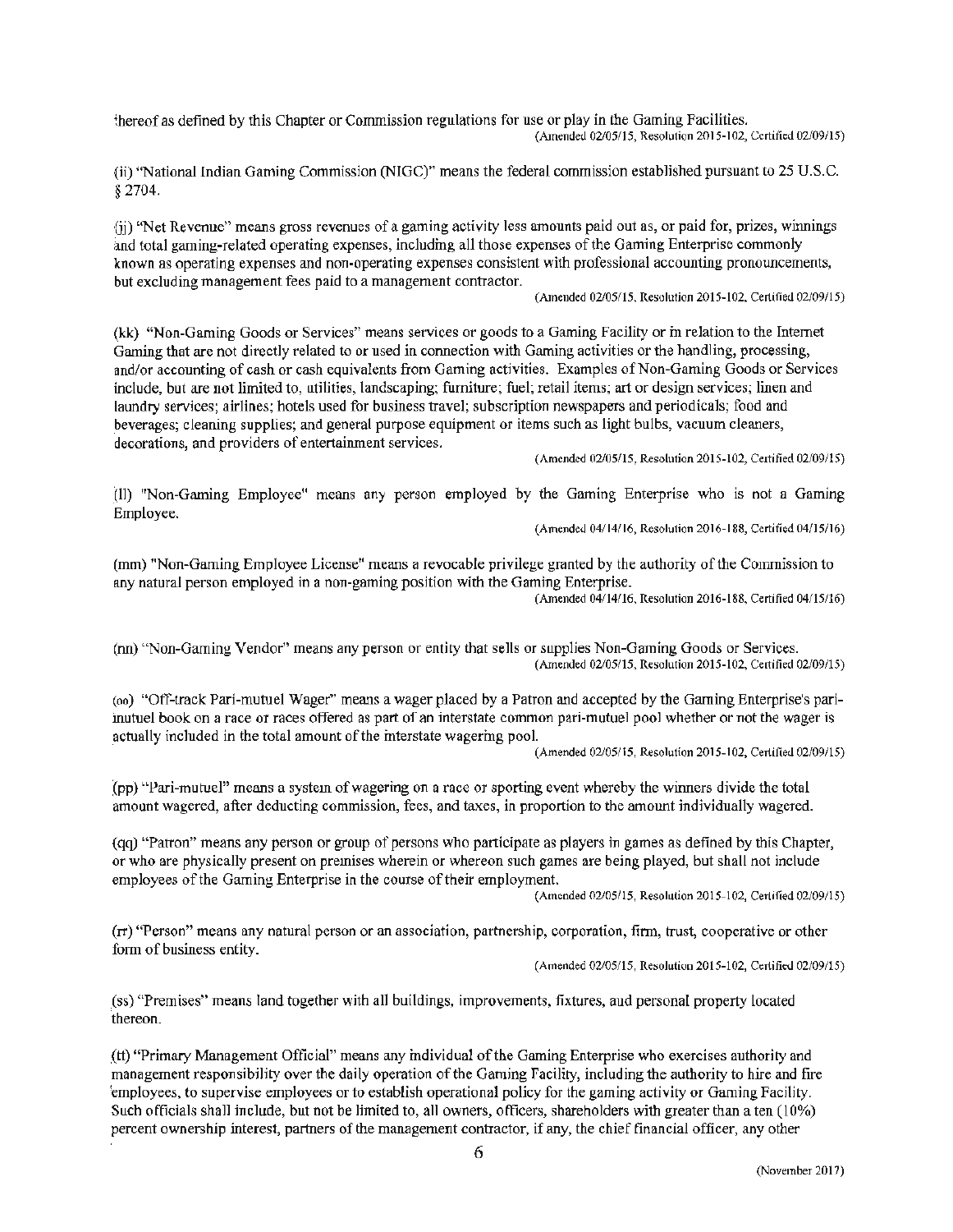thereof as defined by this Chapter or Commission regulations for use or play in the Gaming Facilities.
(Amended 02/05/15, Resolution 2015-102, Certified 02/09/15)

(ii) "National Indian Gaming Commission (NIGC)" means the federal commission established pursuant to 25 U.S.C. § 2704.

(jj) "Net Revenue" means gross revenues of a gaming activity less amounts paid out as, or paid for, prizes, winnings and total gaming-related operating expenses, including all those expenses of the Gaming Enterprise commonly known as operating expenses and non-operating expenses consistent with professional accounting pronouncements, but excluding management fees paid to a management contractor.
(Amended 02/05/15, Resolution 2015-102, Certified 02/09/15)

(kk) "Non-Gaming Goods or Services" means services or goods to a Gaming Facility or in relation to the Internet Gaming that are not directly related to or used in connection with Gaming activities or the handling, processing, and/or accounting of cash or cash equivalents from Gaming activities. Examples of Non-Gaming Goods or Services include, but are not limited to, utilities, landscaping; furniture; fuel; retail items; art or design services; linen and laundry services; airlines; hotels used for business travel; subscription newspapers and periodicals; food and beverages; cleaning supplies; and general purpose equipment or items such as light bulbs, vacuum cleaners, decorations, and providers of entertainment services.
(Amended 02/05/15, Resolution 2015-102, Certified 02/09/15)

(ll) "Non-Gaming Employee" means any person employed by the Gaming Enterprise who is not a Gaming Employee.
(Amended 04/14/16, Resolution 2016-188, Certified 04/15/16)

(mm) "Non-Gaming Employee License" means a revocable privilege granted by the authority of the Commission to any natural person employed in a non-gaming position with the Gaming Enterprise.
(Amended 04/14/16, Resolution 2016-188, Certified 04/15/16)

(nn) "Non-Gaming Vendor" means any person or entity that sells or supplies Non-Gaming Goods or Services.
(Amended 02/05/15, Resolution 2015-102, Certified 02/09/15)

(oo) "Off-track Pari-mutuel Wager" means a wager placed by a Patron and accepted by the Gaming Enterprise's pari-mutuel book on a race or races offered as part of an interstate common pari-mutuel pool whether or not the wager is actually included in the total amount of the interstate wagering pool.
(Amended 02/05/15, Resolution 2015-102, Certified 02/09/15)

(pp) "Pari-mutuel" means a system of wagering on a race or sporting event whereby the winners divide the total amount wagered, after deducting commission, fees, and taxes, in proportion to the amount individually wagered.

(qq) "Patron" means any person or group of persons who participate as players in games as defined by this Chapter, or who are physically present on premises wherein or whereon such games are being played, but shall not include employees of the Gaming Enterprise in the course of their employment.
(Amended 02/05/15, Resolution 2015-102, Certified 02/09/15)

(rr) "Person" means any natural person or an association, partnership, corporation, firm, trust, cooperative or other form of business entity.
(Amended 02/05/15, Resolution 2015-102, Certified 02/09/15)

(ss) "Premises" means land together with all buildings, improvements, fixtures, and personal property located thereon.

(tt) "Primary Management Official" means any individual of the Gaming Enterprise who exercises authority and management responsibility over the daily operation of the Gaming Facility, including the authority to hire and fire employees, to supervise employees or to establish operational policy for the gaming activity or Gaming Facility. Such officials shall include, but not be limited to, all owners, officers, shareholders with greater than a ten (10%) percent ownership interest, partners of the management contractor, if any, the chief financial officer, any other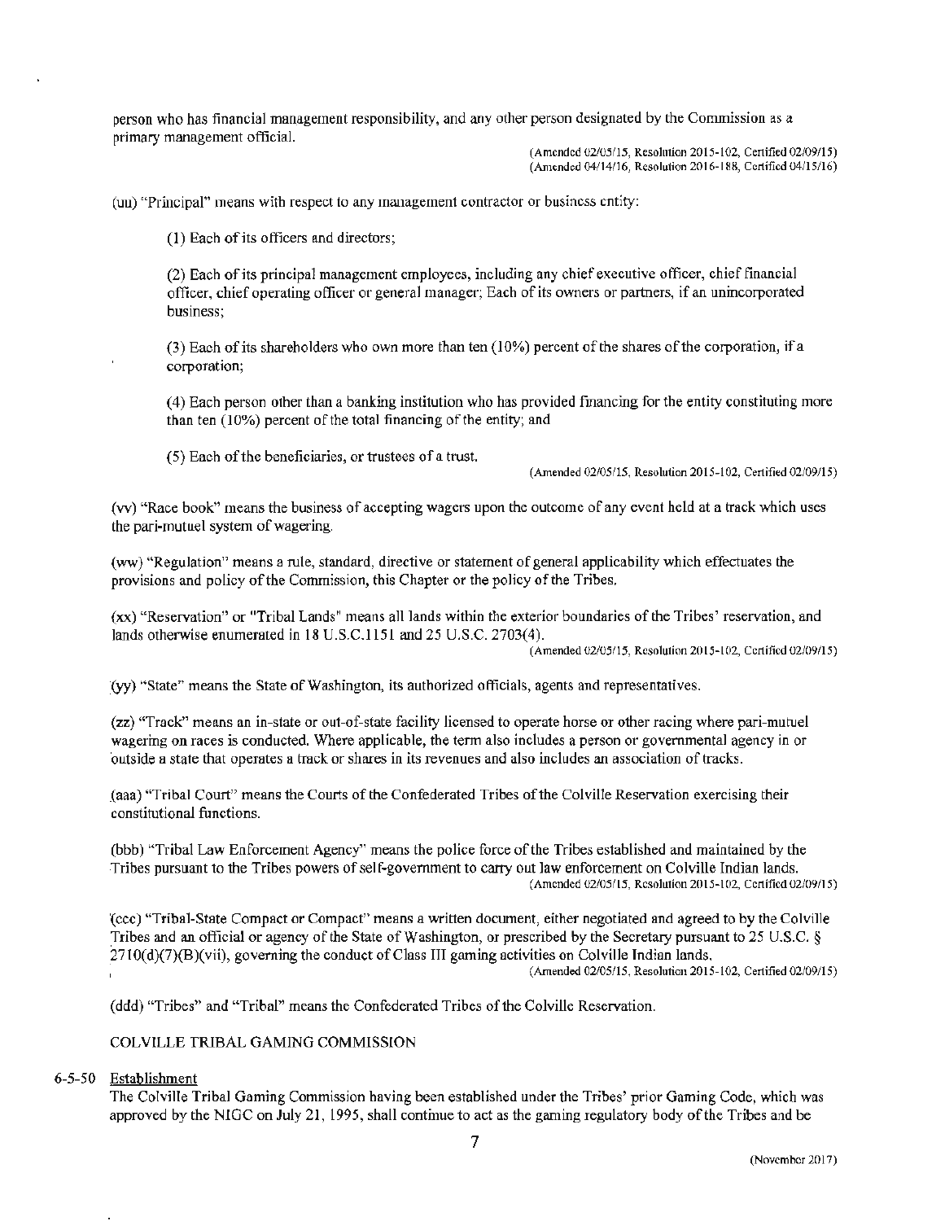person who has financial management responsibility, and any other person designated by the Commission as a primary management official.

(Amended 02/05/15, Resolution 2015-102, Certified 02/09/15)
(Amended 04/14/16, Resolution 2016-188, Certified 04/15/16)

(uu) "Principal" means with respect to any management contractor or business entity:

(1) Each of its officers and directors;

(2) Each of its principal management employees, including any chief executive officer, chief financial officer, chief operating officer or general manager; Each of its owners or partners, if an unincorporated business;

(3) Each of its shareholders who own more than ten (10%) percent of the shares of the corporation, if a corporation;

(4) Each person other than a banking institution who has provided financing for the entity constituting more than ten (10%) percent of the total financing of the entity; and

(5) Each of the beneficiaries, or trustees of a trust.

(Amended 02/05/15, Resolution 2015-102, Certified 02/09/15)

(vv) "Race book" means the business of accepting wagers upon the outcome of any event held at a track which uses the pari-mutuel system of wagering.

(ww) "Regulation" means a rule, standard, directive or statement of general applicability which effectuates the provisions and policy of the Commission, this Chapter or the policy of the Tribes.

(xx) "Reservation" or "Tribal Lands" means all lands within the exterior boundaries of the Tribes' reservation, and lands otherwise enumerated in 18 U.S.C.1151 and 25 U.S.C. 2703(4).

(Amended 02/05/15, Resolution 2015-102, Certified 02/09/15)

(yy) "State" means the State of Washington, its authorized officials, agents and representatives.

(zz) "Track" means an in-state or out-of-state facility licensed to operate horse or other racing where pari-mutuel wagering on races is conducted. Where applicable, the term also includes a person or governmental agency in or outside a state that operates a track or shares in its revenues and also includes an association of tracks.

(aaa) "Tribal Court" means the Courts of the Confederated Tribes of the Colville Reservation exercising their constitutional functions.

(bbb) "Tribal Law Enforcement Agency" means the police force of the Tribes established and maintained by the Tribes pursuant to the Tribes powers of self-government to carry out law enforcement on Colville Indian lands.

(Amended 02/05/15, Resolution 2015-102, Certified 02/09/15)

(ccc) "Tribal-State Compact or Compact" means a written document, either negotiated and agreed to by the Colville Tribes and an official or agency of the State of Washington, or prescribed by the Secretary pursuant to 25 U.S.C. § 2710(d)(7)(B)(vii), governing the conduct of Class III gaming activities on Colville Indian lands.

(Amended 02/05/15, Resolution 2015-102, Certified 02/09/15)

(ddd) "Tribes" and "Tribal" means the Confederated Tribes of the Colville Reservation.

## COLVILLE TRIBAL GAMING COMMISSION

### 6-5-50 Establishment

The Colville Tribal Gaming Commission having been established under the Tribes' prior Gaming Code, which was approved by the NIGC on July 21, 1995, shall continue to act as the gaming regulatory body of the Tribes and be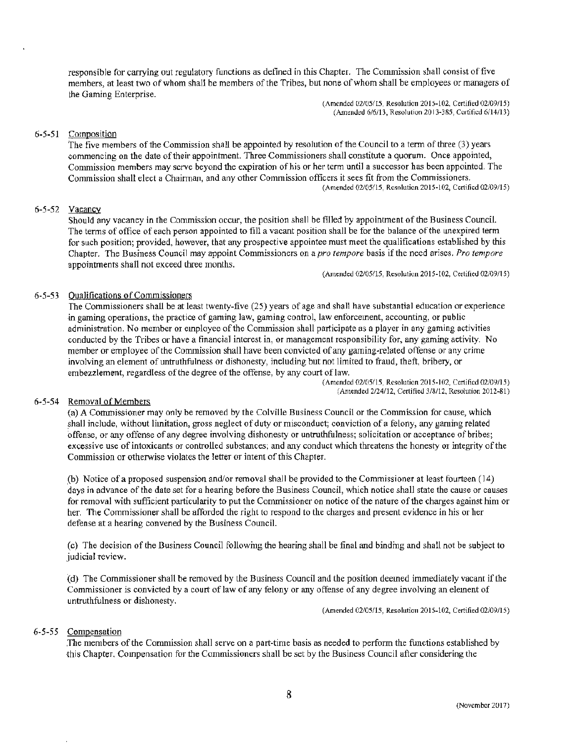responsible for carrying out regulatory functions as defined in this Chapter. The Commission shall consist of five members, at least two of whom shall be members of the Tribes, but none of whom shall be employees or managers of the Gaming Enterprise.

(Amended 02/05/15, Resolution 2015-102, Certified 02/09/15)
(Amended 6/6/13, Resolution 2013-385, Certified 6/14/13)

### 6-5-51 Composition

The five members of the Commission shall be appointed by resolution of the Council to a term of three (3) years commencing on the date of their appointment. Three Commissioners shall constitute a quorum. Once appointed, Commission members may serve beyond the expiration of his or her term until a successor has been appointed. The Commission shall elect a Chairman, and any other Commission officers it sees fit from the Commissioners.

(Amended 02/05/15, Resolution 2015-102, Certified 02/09/15)

### 6-5-52 Vacancy

Should any vacancy in the Commission occur, the position shall be filled by appointment of the Business Council. The terms of office of each person appointed to fill a vacant position shall be for the balance of the unexpired term for such position; provided, however, that any prospective appointee must meet the qualifications established by this Chapter. The Business Council may appoint Commissioners on a *pro tempore* basis if the need arises. *Pro tempore* appointments shall not exceed three months.

(Amended 02/05/15, Resolution 2015-102, Certified 02/09/15)

### 6-5-53 Qualifications of Commissioners

The Commissioners shall be at least twenty-five (25) years of age and shall have substantial education or experience in gaming operations, the practice of gaming law, gaming control, law enforcement, accounting, or public administration. No member or employee of the Commission shall participate as a player in any gaming activities conducted by the Tribes or have a financial interest in, or management responsibility for, any gaming activity. No member or employee of the Commission shall have been convicted of any gaming-related offense or any crime involving an element of untruthfulness or dishonesty, including but not limited to fraud, theft, bribery, or embezzlement, regardless of the degree of the offense, by any court of law.

(Amended 02/05/15, Resolution 2015-102, Certified 02/09/15)
(Amended 2/24/12, Certified 3/8/12, Resolution 2012-81)

### 6-5-54 Removal of Members

(a) A Commissioner may only be removed by the Colville Business Council or the Commission for cause, which shall include, without limitation, gross neglect of duty or misconduct; conviction of a felony, any gaming related offense, or any offense of any degree involving dishonesty or untruthfulness; solicitation or acceptance of bribes; excessive use of intoxicants or controlled substances; and any conduct which threatens the honesty or integrity of the Commission or otherwise violates the letter or intent of this Chapter.

(b) Notice of a proposed suspension and/or removal shall be provided to the Commissioner at least fourteen (14) days in advance of the date set for a hearing before the Business Council, which notice shall state the cause or causes for removal with sufficient particularity to put the Commissioner on notice of the nature of the charges against him or her. The Commissioner shall be afforded the right to respond to the charges and present evidence in his or her defense at a hearing convened by the Business Council.

(c) The decision of the Business Council following the hearing shall be final and binding and shall not be subject to judicial review.

(d) The Commissioner shall be removed by the Business Council and the position deemed immediately vacant if the Commissioner is convicted by a court of law of any felony or any offense of any degree involving an element of untruthfulness or dishonesty.

(Amended 02/05/15, Resolution 2015-102, Certified 02/09/15)

### 6-5-55 Compensation

The members of the Commission shall serve on a part-time basis as needed to perform the functions established by this Chapter. Compensation for the Commissioners shall be set by the Business Council after considering the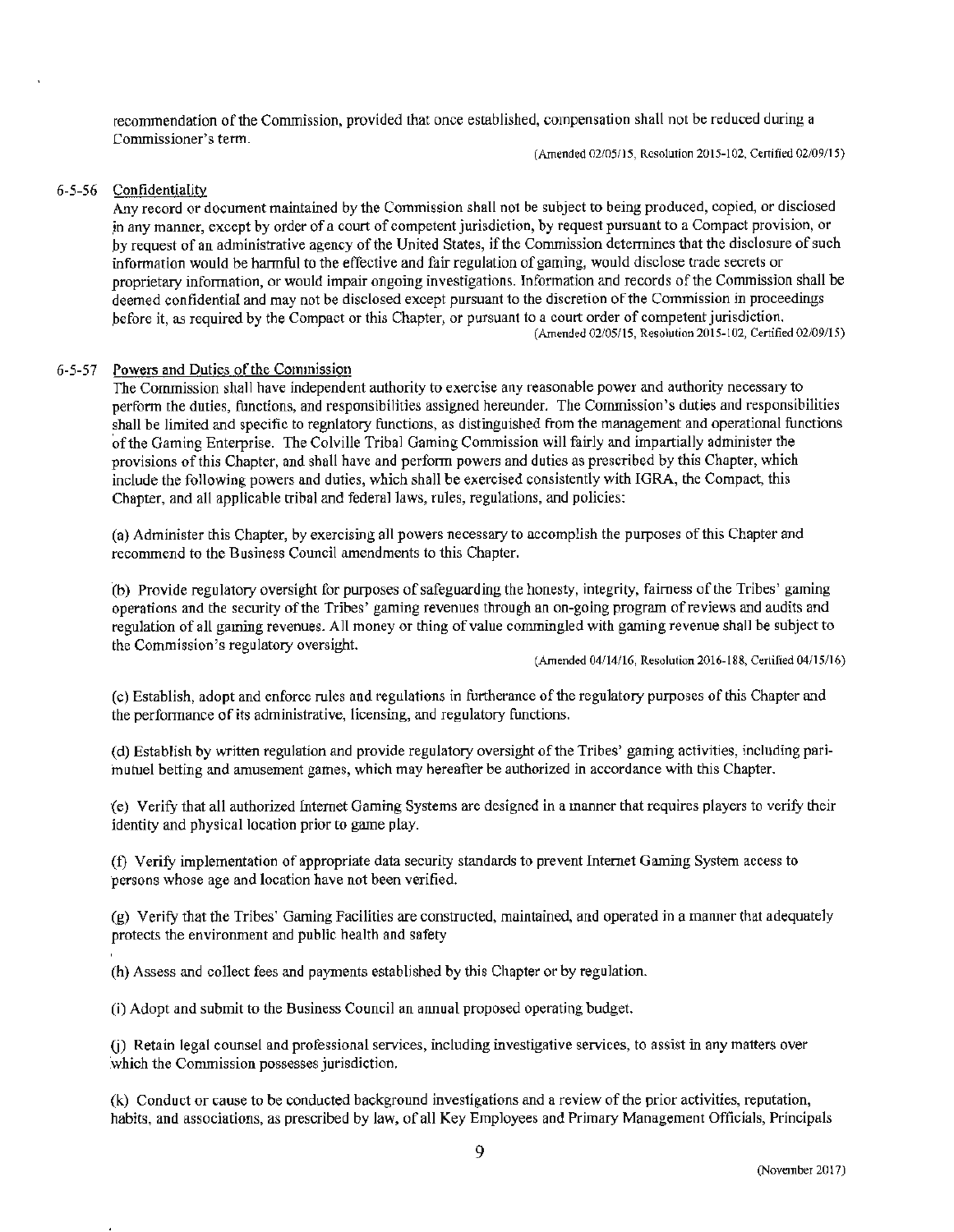recommendation of the Commission, provided that once established, compensation shall not be reduced during a Commissioner's term.

(Amended 02/05/15, Resolution 2015-102, Certified 02/09/15)

6-5-56 Confidentiality

Any record or document maintained by the Commission shall not be subject to being produced, copied, or disclosed in any manner, except by order of a court of competent jurisdiction, by request pursuant to a Compact provision, or by request of an administrative agency of the United States, if the Commission determines that the disclosure of such information would be harmful to the effective and fair regulation of gaming, would disclose trade secrets or proprietary information, or would impair ongoing investigations. Information and records of the Commission shall be deemed confidential and may not be disclosed except pursuant to the discretion of the Commission in proceedings before it, as required by the Compact or this Chapter, or pursuant to a court order of competent jurisdiction.

(Amended 02/05/15, Resolution 2015-102, Certified 02/09/15)

6-5-57 Powers and Duties of the Commission

The Commission shall have independent authority to exercise any reasonable power and authority necessary to perform the duties, functions, and responsibilities assigned hereunder. The Commission's duties and responsibilities shall be limited and specific to regulatory functions, as distinguished from the management and operational functions of the Gaming Enterprise. The Colville Tribal Gaming Commission will fairly and impartially administer the provisions of this Chapter, and shall have and perform powers and duties as prescribed by this Chapter, which include the following powers and duties, which shall be exercised consistently with IGRA, the Compact, this Chapter, and all applicable tribal and federal laws, rules, regulations, and policies:

(a) Administer this Chapter, by exercising all powers necessary to accomplish the purposes of this Chapter and recommend to the Business Council amendments to this Chapter.

(b) Provide regulatory oversight for purposes of safeguarding the honesty, integrity, fairness of the Tribes' gaming operations and the security of the Tribes' gaming revenues through an on-going program of reviews and audits and regulation of all gaming revenues. All money or thing of value commingled with gaming revenue shall be subject to the Commission's regulatory oversight.

(Amended 04/14/16, Resolution 2016-188, Certified 04/15/16)

(c) Establish, adopt and enforce rules and regulations in furtherance of the regulatory purposes of this Chapter and the performance of its administrative, licensing, and regulatory functions.

(d) Establish by written regulation and provide regulatory oversight of the Tribes' gaming activities, including pari-mutuel betting and amusement games, which may hereafter be authorized in accordance with this Chapter.

(e) Verify that all authorized Internet Gaming Systems are designed in a manner that requires players to verify their identity and physical location prior to game play.

(f) Verify implementation of appropriate data security standards to prevent Internet Gaming System access to persons whose age and location have not been verified.

(g) Verify that the Tribes' Gaming Facilities are constructed, maintained, and operated in a manner that adequately protects the environment and public health and safety

(h) Assess and collect fees and payments established by this Chapter or by regulation.

(i) Adopt and submit to the Business Council an annual proposed operating budget.

(j) Retain legal counsel and professional services, including investigative services, to assist in any matters over which the Commission possesses jurisdiction.

(k) Conduct or cause to be conducted background investigations and a review of the prior activities, reputation, habits, and associations, as prescribed by law, of all Key Employees and Primary Management Officials, Principals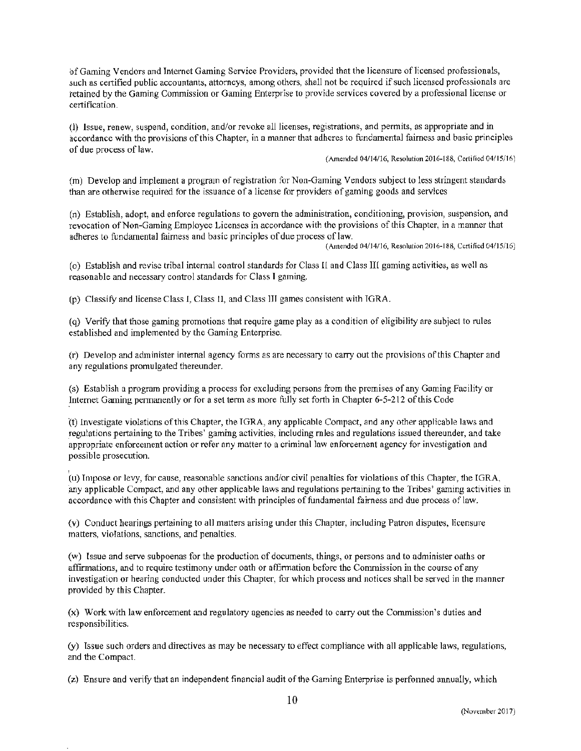of Gaming Vendors and Internet Gaming Service Providers, provided that the licensure of licensed professionals, such as certified public accountants, attorneys, among others, shall not be required if such licensed professionals are retained by the Gaming Commission or Gaming Enterprise to provide services covered by a professional license or certification.

(l) Issue, renew, suspend, condition, and/or revoke all licenses, registrations, and permits, as appropriate and in accordance with the provisions of this Chapter, in a manner that adheres to fundamental fairness and basic principles of due process of law.

(Amended 04/14/16, Resolution 2016-188, Certified 04/15/16)

(m) Develop and implement a program of registration for Non-Gaming Vendors subject to less stringent standards than are otherwise required for the issuance of a license for providers of gaming goods and services

(n) Establish, adopt, and enforce regulations to govern the administration, conditioning, provision, suspension, and revocation of Non-Gaming Employee Licenses in accordance with the provisions of this Chapter, in a manner that adheres to fundamental fairness and basic principles of due process of law.

(Amended 04/14/16, Resolution 2016-188, Certified 04/15/16)

(o) Establish and revise tribal internal control standards for Class II and Class III gaming activities, as well as reasonable and necessary control standards for Class I gaming.

(p) Classify and license Class I, Class II, and Class III games consistent with IGRA.

(q) Verify that those gaming promotions that require game play as a condition of eligibility are subject to rules established and implemented by the Gaming Enterprise.

(r) Develop and administer internal agency forms as are necessary to carry out the provisions of this Chapter and any regulations promulgated thereunder.

(s) Establish a program providing a process for excluding persons from the premises of any Gaming Facility or Internet Gaming permanently or for a set term as more fully set forth in Chapter 6-5-212 of this Code

(t) Investigate violations of this Chapter, the IGRA, any applicable Compact, and any other applicable laws and regulations pertaining to the Tribes' gaming activities, including rules and regulations issued thereunder, and take appropriate enforcement action or refer any matter to a criminal law enforcement agency for investigation and possible prosecution.

(u) Impose or levy, for cause, reasonable sanctions and/or civil penalties for violations of this Chapter, the IGRA, any applicable Compact, and any other applicable laws and regulations pertaining to the Tribes' gaming activities in accordance with this Chapter and consistent with principles of fundamental fairness and due process of law.

(v) Conduct hearings pertaining to all matters arising under this Chapter, including Patron disputes, licensure matters, violations, sanctions, and penalties.

(w) Issue and serve subpoenas for the production of documents, things, or persons and to administer oaths or affirmations, and to require testimony under oath or affirmation before the Commission in the course of any investigation or hearing conducted under this Chapter, for which process and notices shall be served in the manner provided by this Chapter.

(x) Work with law enforcement and regulatory agencies as needed to carry out the Commission's duties and responsibilities.

(y) Issue such orders and directives as may be necessary to effect compliance with all applicable laws, regulations, and the Compact.

(z) Ensure and verify that an independent financial audit of the Gaming Enterprise is performed annually, which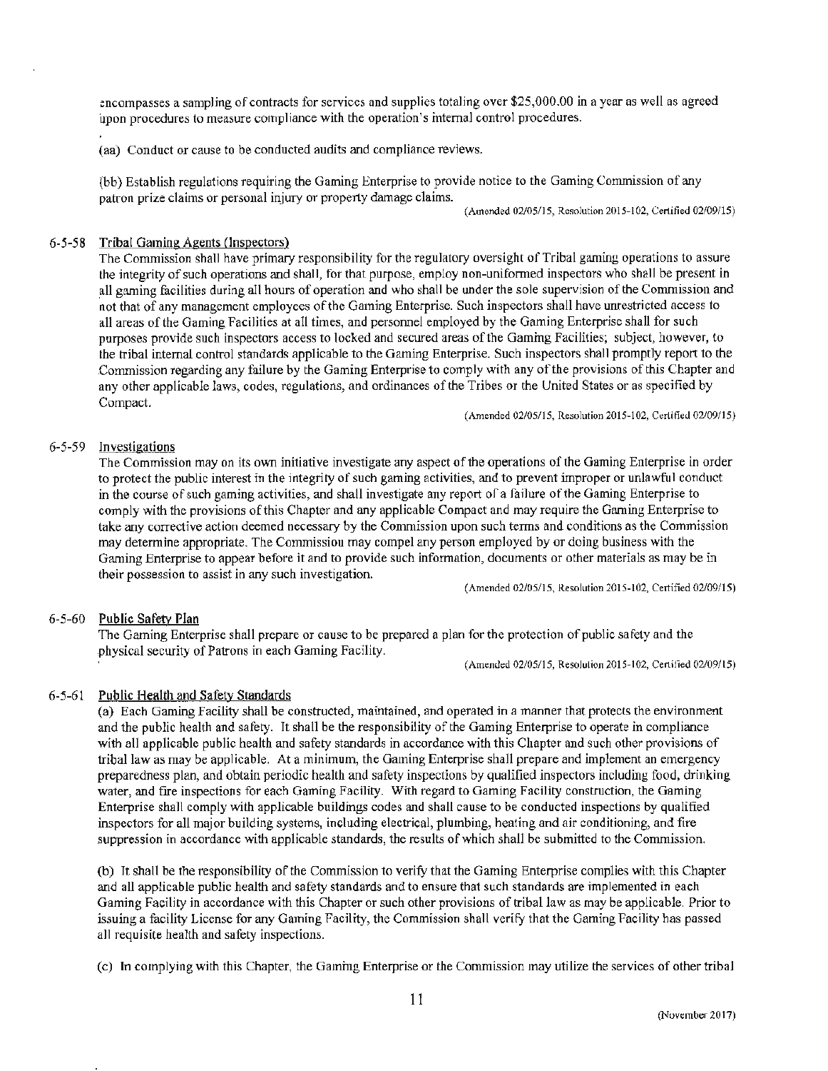encompasses a sampling of contracts for services and supplies totaling over $25,000.00 in a year as well as agreed upon procedures to measure compliance with the operation's internal control procedures.

(aa) Conduct or cause to be conducted audits and compliance reviews.

(bb) Establish regulations requiring the Gaming Enterprise to provide notice to the Gaming Commission of any patron prize claims or personal injury or property damage claims.

(Amended 02/05/15, Resolution 2015-102, Certified 02/09/15)

### 6-5-58 Tribal Gaming Agents (Inspectors)

The Commission shall have primary responsibility for the regulatory oversight of Tribal gaming operations to assure the integrity of such operations and shall, for that purpose, employ non-uniformed inspectors who shall be present in all gaming facilities during all hours of operation and who shall be under the sole supervision of the Commission and not that of any management employees of the Gaming Enterprise. Such inspectors shall have unrestricted access to all areas of the Gaming Facilities at all times, and personnel employed by the Gaming Enterprise shall for such purposes provide such inspectors access to locked and secured areas of the Gaming Facilities; subject, however, to the tribal internal control standards applicable to the Gaming Enterprise. Such inspectors shall promptly report to the Commission regarding any failure by the Gaming Enterprise to comply with any of the provisions of this Chapter and any other applicable laws, codes, regulations, and ordinances of the Tribes or the United States or as specified by Compact.

(Amended 02/05/15, Resolution 2015-102, Certified 02/09/15)

### 6-5-59 Investigations

The Commission may on its own initiative investigate any aspect of the operations of the Gaming Enterprise in order to protect the public interest in the integrity of such gaming activities, and to prevent improper or unlawful conduct in the course of such gaming activities, and shall investigate any report of a failure of the Gaming Enterprise to comply with the provisions of this Chapter and any applicable Compact and may require the Gaming Enterprise to take any corrective action deemed necessary by the Commission upon such terms and conditions as the Commission may determine appropriate. The Commission may compel any person employed by or doing business with the Gaming Enterprise to appear before it and to provide such information, documents or other materials as may be in their possession to assist in any such investigation.

(Amended 02/05/15, Resolution 2015-102, Certified 02/09/15)

### 6-5-60 Public Safety Plan

The Gaming Enterprise shall prepare or cause to be prepared a plan for the protection of public safety and the physical security of Patrons in each Gaming Facility.

(Amended 02/05/15, Resolution 2015-102, Certified 02/09/15)

### 6-5-61 Public Health and Safety Standards

(a) Each Gaming Facility shall be constructed, maintained, and operated in a manner that protects the environment and the public health and safety. It shall be the responsibility of the Gaming Enterprise to operate in compliance with all applicable public health and safety standards in accordance with this Chapter and such other provisions of tribal law as may be applicable. At a minimum, the Gaming Enterprise shall prepare and implement an emergency preparedness plan, and obtain periodic health and safety inspections by qualified inspectors including food, drinking water, and fire inspections for each Gaming Facility. With regard to Gaming Facility construction, the Gaming Enterprise shall comply with applicable buildings codes and shall cause to be conducted inspections by qualified inspectors for all major building systems, including electrical, plumbing, heating and air conditioning, and fire suppression in accordance with applicable standards, the results of which shall be submitted to the Commission.

(b) It shall be the responsibility of the Commission to verify that the Gaming Enterprise complies with this Chapter and all applicable public health and safety standards and to ensure that such standards are implemented in each Gaming Facility in accordance with this Chapter or such other provisions of tribal law as may be applicable. Prior to issuing a facility License for any Gaming Facility, the Commission shall verify that the Gaming Facility has passed all requisite health and safety inspections.

(c) In complying with this Chapter, the Gaming Enterprise or the Commission may utilize the services of other tribal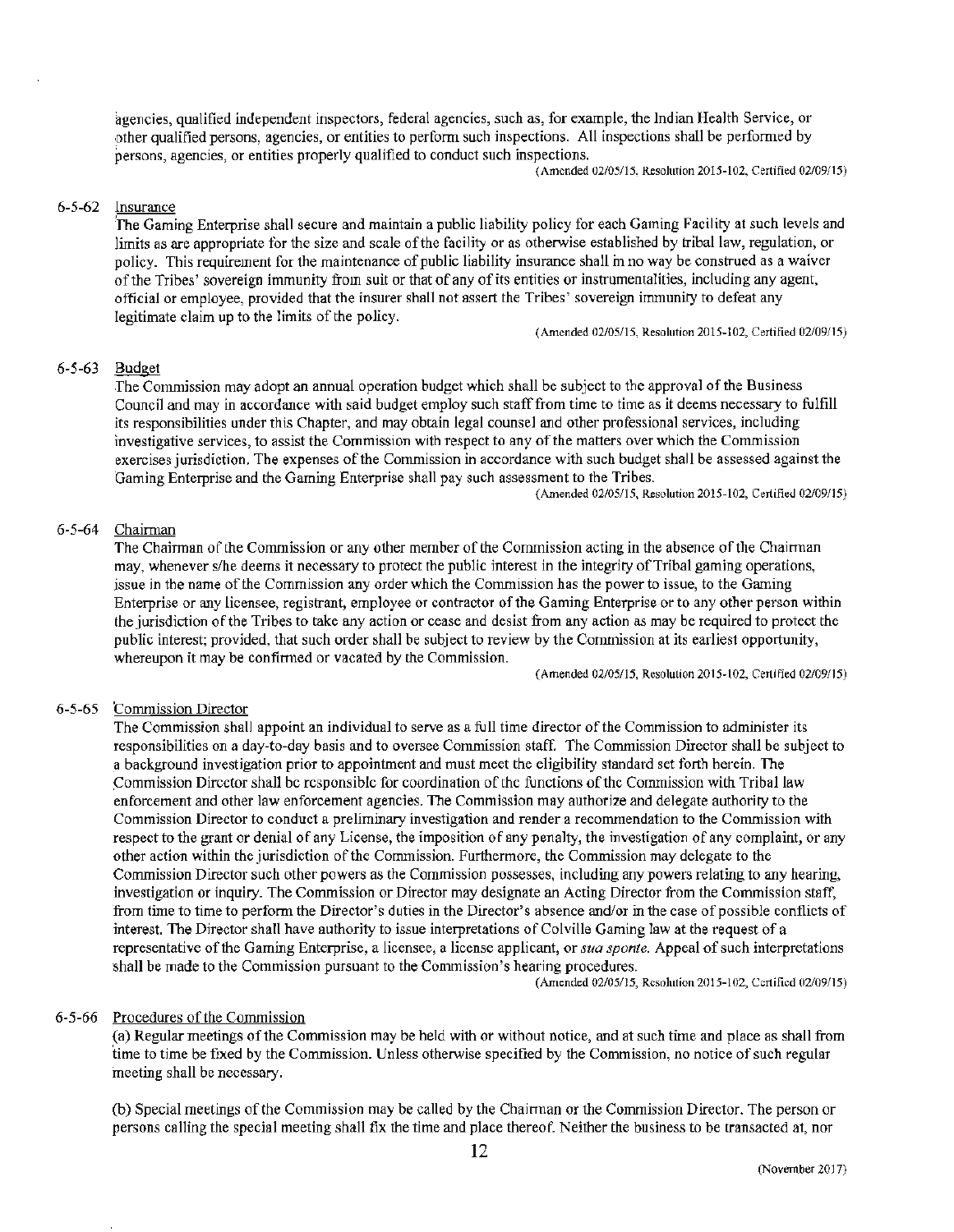agencies, qualified independent inspectors, federal agencies, such as, for example, the Indian Health Service, or other qualified persons, agencies, or entities to perform such inspections. All inspections shall be performed by persons, agencies, or entities properly qualified to conduct such inspections.

(Amended 02/05/15, Resolution 2015-102, Certified 02/09/15)

6-5-62 Insurance

The Gaming Enterprise shall secure and maintain a public liability policy for each Gaming Facility at such levels and limits as are appropriate for the size and scale of the facility or as otherwise established by tribal law, regulation, or policy. This requirement for the maintenance of public liability insurance shall in no way be construed as a waiver of the Tribes' sovereign immunity from suit or that of any of its entities or instrumentalities, including any agent, official or employee, provided that the insurer shall not assert the Tribes' sovereign immunity to defeat any legitimate claim up to the limits of the policy.

(Amended 02/05/15, Resolution 2015-102, Certified 02/09/15)

6-5-63 Budget

The Commission may adopt an annual operation budget which shall be subject to the approval of the Business Council and may in accordance with said budget employ such staff from time to time as it deems necessary to fulfill its responsibilities under this Chapter, and may obtain legal counsel and other professional services, including investigative services, to assist the Commission with respect to any of the matters over which the Commission exercises jurisdiction. The expenses of the Commission in accordance with such budget shall be assessed against the Gaming Enterprise and the Gaming Enterprise shall pay such assessment to the Tribes.

(Amended 02/05/15, Resolution 2015-102, Certified 02/09/15)

6-5-64 Chairman

The Chairman of the Commission or any other member of the Commission acting in the absence of the Chairman may, whenever s/he deems it necessary to protect the public interest in the integrity of Tribal gaming operations, issue in the name of the Commission any order which the Commission has the power to issue, to the Gaming Enterprise or any licensee, registrant, employee or contractor of the Gaming Enterprise or to any other person within the jurisdiction of the Tribes to take any action or cease and desist from any action as may be required to protect the public interest; provided, that such order shall be subject to review by the Commission at its earliest opportunity, whereupon it may be confirmed or vacated by the Commission.

(Amended 02/05/15, Resolution 2015-102, Certified 02/09/15)

6-5-65 Commission Director

The Commission shall appoint an individual to serve as a full time director of the Commission to administer its responsibilities on a day-to-day basis and to oversee Commission staff. The Commission Director shall be subject to a background investigation prior to appointment and must meet the eligibility standard set forth herein. The Commission Director shall be responsible for coordination of the functions of the Commission with Tribal law enforcement and other law enforcement agencies. The Commission may authorize and delegate authority to the Commission Director to conduct a preliminary investigation and render a recommendation to the Commission with respect to the grant or denial of any License, the imposition of any penalty, the investigation of any complaint, or any other action within the jurisdiction of the Commission. Furthermore, the Commission may delegate to the Commission Director such other powers as the Commission possesses, including any powers relating to any hearing, investigation or inquiry. The Commission or Director may designate an Acting Director from the Commission staff, from time to time to perform the Director's duties in the Director's absence and/or in the case of possible conflicts of interest. The Director shall have authority to issue interpretations of Colville Gaming law at the request of a representative of the Gaming Enterprise, a licensee, a license applicant, or *sua sponte*. Appeal of such interpretations shall be made to the Commission pursuant to the Commission's hearing procedures.

(Amended 02/05/15, Resolution 2015-102, Certified 02/09/15)

6-5-66 Procedures of the Commission

(a) Regular meetings of the Commission may be held with or without notice, and at such time and place as shall from time to time be fixed by the Commission. Unless otherwise specified by the Commission, no notice of such regular meeting shall be necessary.

(b) Special meetings of the Commission may be called by the Chairman or the Commission Director. The person or persons calling the special meeting shall fix the time and place thereof. Neither the business to be transacted at, nor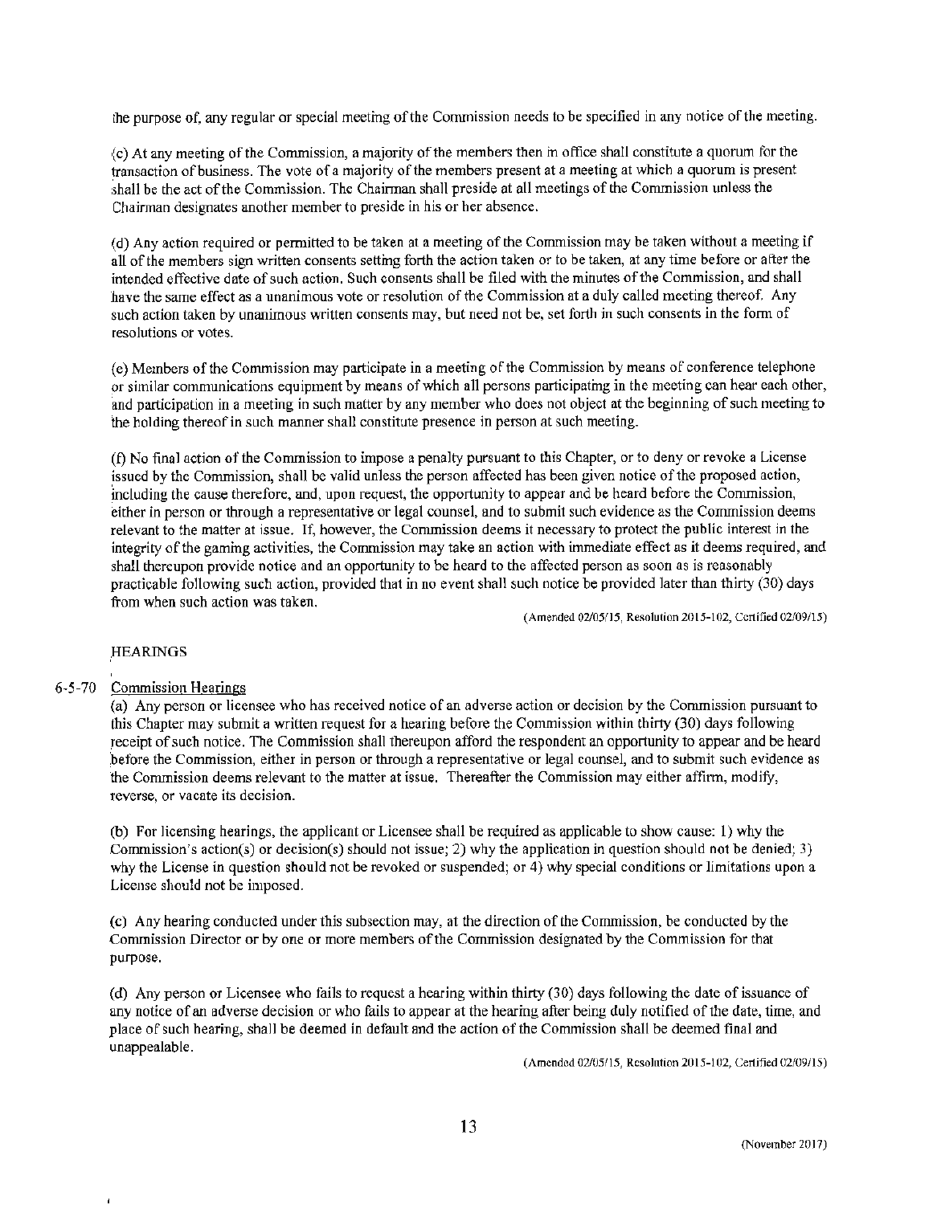the purpose of, any regular or special meeting of the Commission needs to be specified in any notice of the meeting.

(c) At any meeting of the Commission, a majority of the members then in office shall constitute a quorum for the transaction of business. The vote of a majority of the members present at a meeting at which a quorum is present shall be the act of the Commission. The Chairman shall preside at all meetings of the Commission unless the Chairman designates another member to preside in his or her absence.

(d) Any action required or permitted to be taken at a meeting of the Commission may be taken without a meeting if all of the members sign written consents setting forth the action taken or to be taken, at any time before or after the intended effective date of such action. Such consents shall be filed with the minutes of the Commission, and shall have the same effect as a unanimous vote or resolution of the Commission at a duly called meeting thereof. Any such action taken by unanimous written consents may, but need not be, set forth in such consents in the form of resolutions or votes.

(e) Members of the Commission may participate in a meeting of the Commission by means of conference telephone or similar communications equipment by means of which all persons participating in the meeting can hear each other, and participation in a meeting in such matter by any member who does not object at the beginning of such meeting to the holding thereof in such manner shall constitute presence in person at such meeting.

(f) No final action of the Commission to impose a penalty pursuant to this Chapter, or to deny or revoke a License issued by the Commission, shall be valid unless the person affected has been given notice of the proposed action, including the cause therefore, and, upon request, the opportunity to appear and be heard before the Commission, either in person or through a representative or legal counsel, and to submit such evidence as the Commission deems relevant to the matter at issue. If, however, the Commission deems it necessary to protect the public interest in the integrity of the gaming activities, the Commission may take an action with immediate effect as it deems required, and shall thereupon provide notice and an opportunity to be heard to the affected person as soon as is reasonably practicable following such action, provided that in no event shall such notice be provided later than thirty (30) days from when such action was taken.

(Amended 02/05/15, Resolution 2015-102, Certified 02/09/15)

## HEARINGS

### 6-5-70 Commission Hearings

(a) Any person or licensee who has received notice of an adverse action or decision by the Commission pursuant to this Chapter may submit a written request for a hearing before the Commission within thirty (30) days following receipt of such notice. The Commission shall thereupon afford the respondent an opportunity to appear and be heard before the Commission, either in person or through a representative or legal counsel, and to submit such evidence as the Commission deems relevant to the matter at issue. Thereafter the Commission may either affirm, modify, reverse, or vacate its decision.

(b) For licensing hearings, the applicant or Licensee shall be required as applicable to show cause: 1) why the Commission's action(s) or decision(s) should not issue; 2) why the application in question should not be denied; 3) why the License in question should not be revoked or suspended; or 4) why special conditions or limitations upon a License should not be imposed.

(c) Any hearing conducted under this subsection may, at the direction of the Commission, be conducted by the Commission Director or by one or more members of the Commission designated by the Commission for that purpose.

(d) Any person or Licensee who fails to request a hearing within thirty (30) days following the date of issuance of any notice of an adverse decision or who fails to appear at the hearing after being duly notified of the date, time, and place of such hearing, shall be deemed in default and the action of the Commission shall be deemed final and unappealable.

(Amended 02/05/15, Resolution 2015-102, Certified 02/09/15)

(November 2017)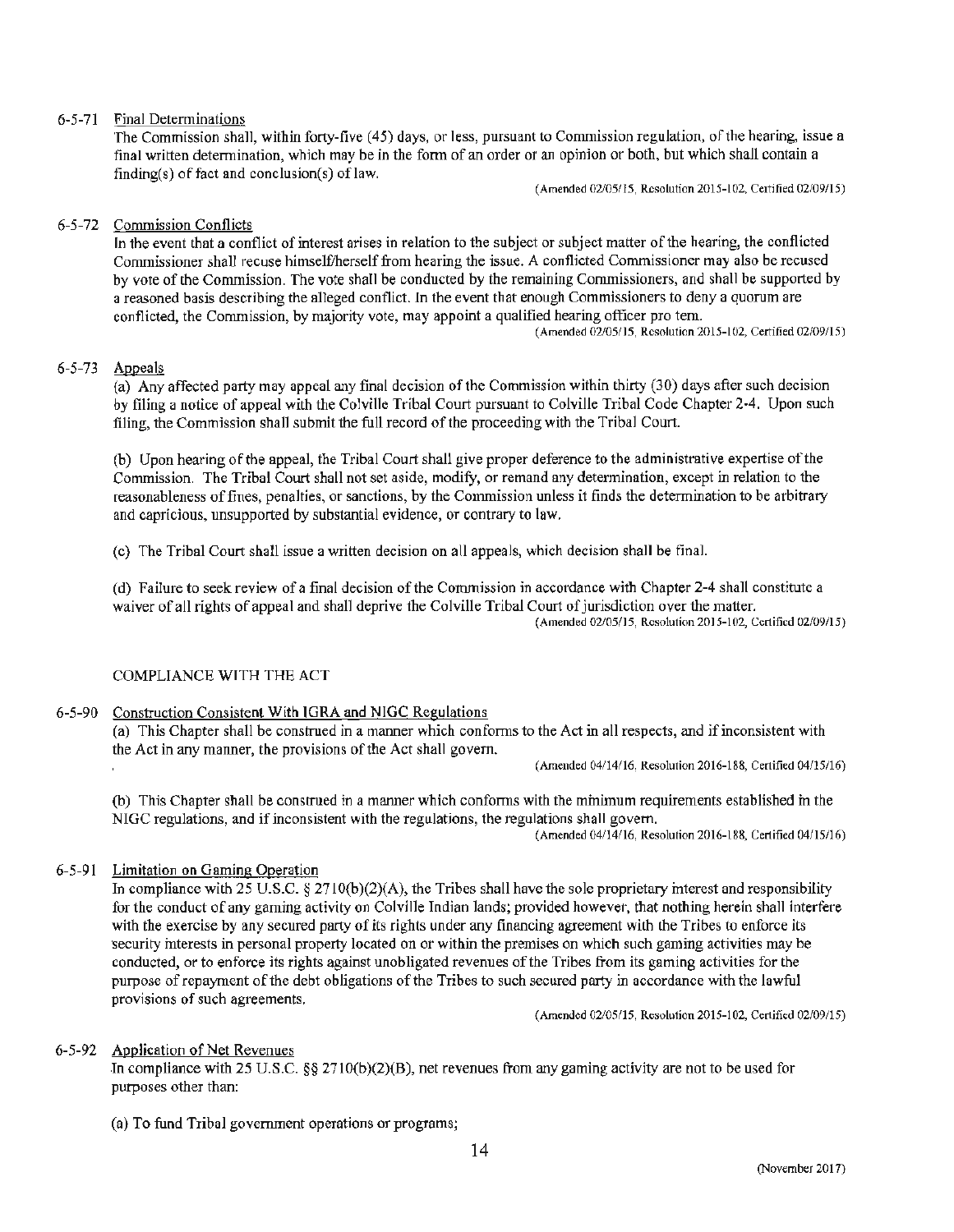6-5-71 Final Determinations

The Commission shall, within forty-five (45) days, or less, pursuant to Commission regulation, of the hearing, issue a final written determination, which may be in the form of an order or an opinion or both, but which shall contain a finding(s) of fact and conclusion(s) of law.

(Amended 02/05/15, Resolution 2015-102, Certified 02/09/15)

6-5-72 Commission Conflicts

In the event that a conflict of interest arises in relation to the subject or subject matter of the hearing, the conflicted Commissioner shall recuse himself/herself from hearing the issue. A conflicted Commissioner may also be recused by vote of the Commission. The vote shall be conducted by the remaining Commissioners, and shall be supported by a reasoned basis describing the alleged conflict. In the event that enough Commissioners to deny a quorum are conflicted, the Commission, by majority vote, may appoint a qualified hearing officer pro tem.

(Amended 02/05/15, Resolution 2015-102, Certified 02/09/15)

6-5-73 Appeals

(a) Any affected party may appeal any final decision of the Commission within thirty (30) days after such decision by filing a notice of appeal with the Colville Tribal Court pursuant to Colville Tribal Code Chapter 2-4. Upon such filing, the Commission shall submit the full record of the proceeding with the Tribal Court.

(b) Upon hearing of the appeal, the Tribal Court shall give proper deference to the administrative expertise of the Commission. The Tribal Court shall not set aside, modify, or remand any determination, except in relation to the reasonableness of fines, penalties, or sanctions, by the Commission unless it finds the determination to be arbitrary and capricious, unsupported by substantial evidence, or contrary to law.

(c) The Tribal Court shall issue a written decision on all appeals, which decision shall be final.

(d) Failure to seek review of a final decision of the Commission in accordance with Chapter 2-4 shall constitute a waiver of all rights of appeal and shall deprive the Colville Tribal Court of jurisdiction over the matter.

(Amended 02/05/15, Resolution 2015-102, Certified 02/09/15)

COMPLIANCE WITH THE ACT

6-5-90 Construction Consistent With IGRA and NIGC Regulations

(a) This Chapter shall be construed in a manner which conforms to the Act in all respects, and if inconsistent with the Act in any manner, the provisions of the Act shall govern.

(Amended 04/14/16, Resolution 2016-188, Certified 04/15/16)

(b) This Chapter shall be construed in a manner which conforms with the minimum requirements established in the NIGC regulations, and if inconsistent with the regulations, the regulations shall govern.

(Amended 04/14/16, Resolution 2016-188, Certified 04/15/16)

6-5-91 Limitation on Gaming Operation

In compliance with 25 U.S.C. § 2710(b)(2)(A), the Tribes shall have the sole proprietary interest and responsibility for the conduct of any gaming activity on Colville Indian lands; provided however, that nothing herein shall interfere with the exercise by any secured party of its rights under any financing agreement with the Tribes to enforce its security interests in personal property located on or within the premises on which such gaming activities may be conducted, or to enforce its rights against unobligated revenues of the Tribes from its gaming activities for the purpose of repayment of the debt obligations of the Tribes to such secured party in accordance with the lawful provisions of such agreements.

(Amended 02/05/15, Resolution 2015-102, Certified 02/09/15)

6-5-92 Application of Net Revenues

In compliance with 25 U.S.C. §§ 2710(b)(2)(B), net revenues from any gaming activity are not to be used for purposes other than:

(a) To fund Tribal government operations or programs;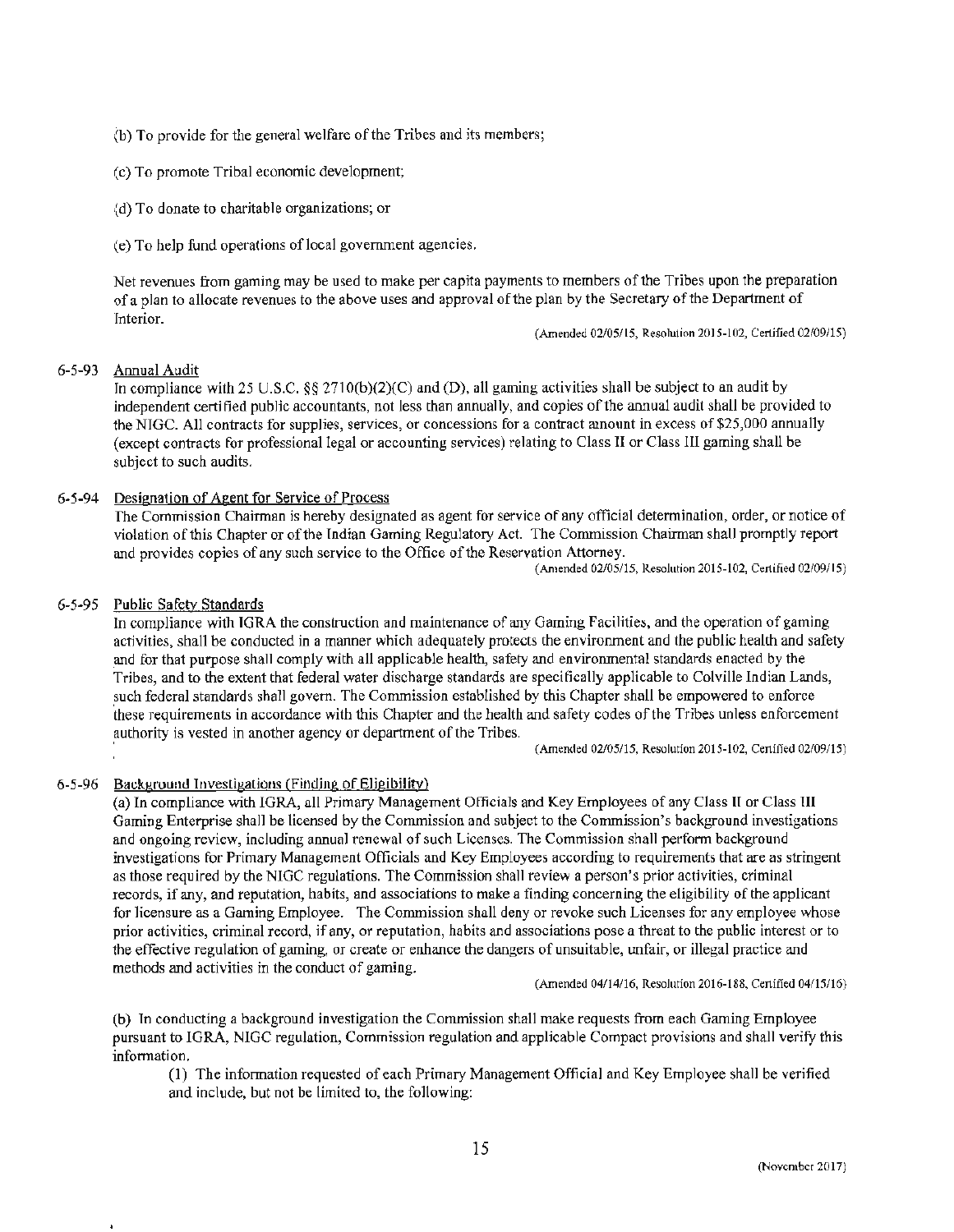(b) To provide for the general welfare of the Tribes and its members;

(c) To promote Tribal economic development;

(d) To donate to charitable organizations; or

(e) To help fund operations of local government agencies.

Net revenues from gaming may be used to make per capita payments to members of the Tribes upon the preparation of a plan to allocate revenues to the above uses and approval of the plan by the Secretary of the Department of Interior.

(Amended 02/05/15, Resolution 2015-102, Certified 02/09/15)

### 6-5-93 Annual Audit

In compliance with 25 U.S.C. §§ 2710(b)(2)(C) and (D), all gaming activities shall be subject to an audit by independent certified public accountants, not less than annually, and copies of the annual audit shall be provided to the NIGC. All contracts for supplies, services, or concessions for a contract amount in excess of $25,000 annually (except contracts for professional legal or accounting services) relating to Class II or Class III gaming shall be subject to such audits.

### 6-5-94 Designation of Agent for Service of Process

The Commission Chairman is hereby designated as agent for service of any official determination, order, or notice of violation of this Chapter or of the Indian Gaming Regulatory Act. The Commission Chairman shall promptly report and provides copies of any such service to the Office of the Reservation Attorney.

(Amended 02/05/15, Resolution 2015-102, Certified 02/09/15)

### 6-5-95 Public Safety Standards

In compliance with IGRA the construction and maintenance of any Gaming Facilities, and the operation of gaming activities, shall be conducted in a manner which adequately protects the environment and the public health and safety and for that purpose shall comply with all applicable health, safety and environmental standards enacted by the Tribes, and to the extent that federal water discharge standards are specifically applicable to Colville Indian Lands, such federal standards shall govern. The Commission established by this Chapter shall be empowered to enforce these requirements in accordance with this Chapter and the health and safety codes of the Tribes unless enforcement authority is vested in another agency or department of the Tribes.

(Amended 02/05/15, Resolution 2015-102, Certified 02/09/15)

### 6-5-96 Background Investigations (Finding of Eligibility)

(a) In compliance with IGRA, all Primary Management Officials and Key Employees of any Class II or Class III Gaming Enterprise shall be licensed by the Commission and subject to the Commission's background investigations and ongoing review, including annual renewal of such Licenses. The Commission shall perform background investigations for Primary Management Officials and Key Employees according to requirements that are as stringent as those required by the NIGC regulations. The Commission shall review a person's prior activities, criminal records, if any, and reputation, habits, and associations to make a finding concerning the eligibility of the applicant for licensure as a Gaming Employee. The Commission shall deny or revoke such Licenses for any employee whose prior activities, criminal record, if any, or reputation, habits and associations pose a threat to the public interest or to the effective regulation of gaming, or create or enhance the dangers of unsuitable, unfair, or illegal practice and methods and activities in the conduct of gaming.

(Amended 04/14/16, Resolution 2016-188, Certified 04/15/16)

(b) In conducting a background investigation the Commission shall make requests from each Gaming Employee pursuant to IGRA, NIGC regulation, Commission regulation and applicable Compact provisions and shall verify this information.

(1) The information requested of each Primary Management Official and Key Employee shall be verified and include, but not be limited to, the following: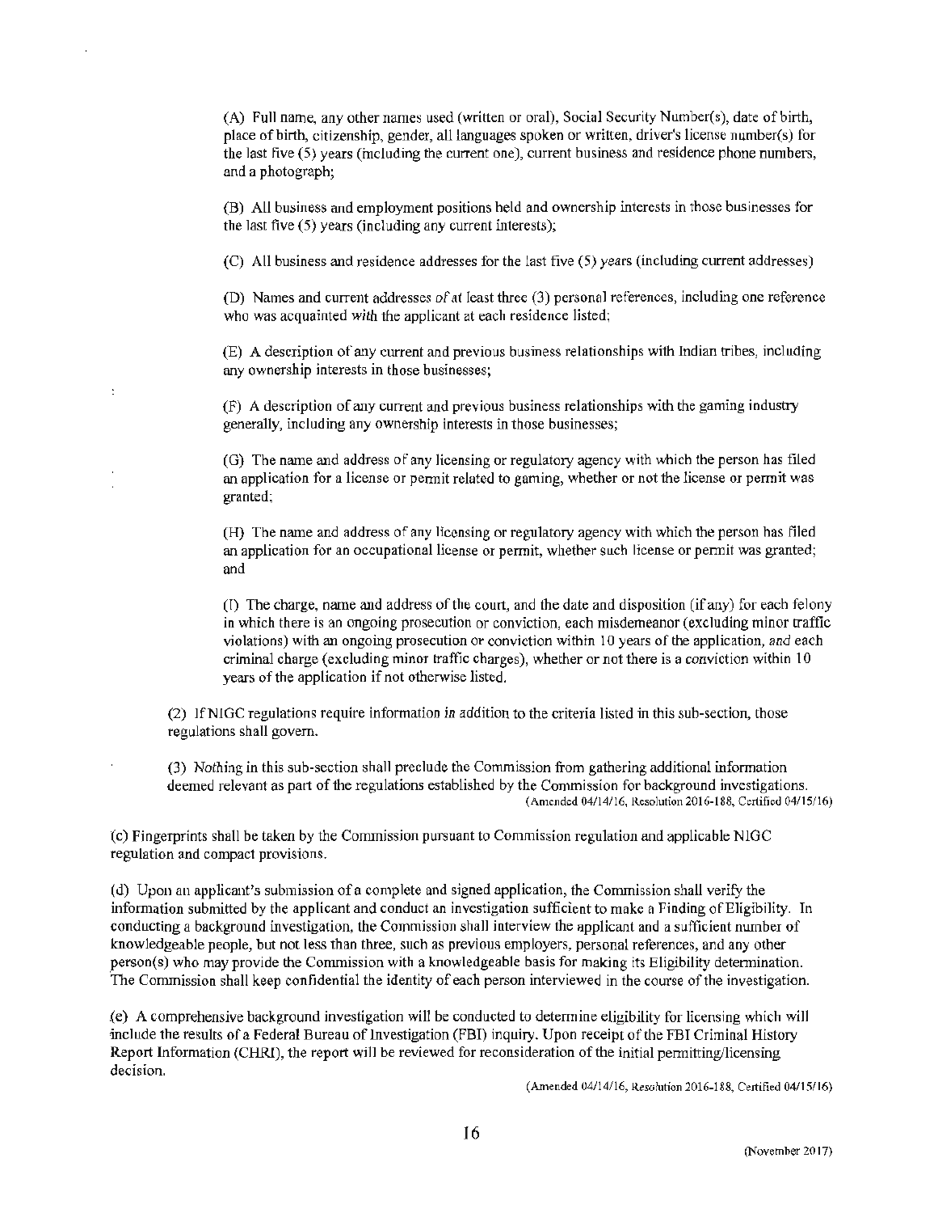(A) Full name, any other names used (written or oral), Social Security Number(s), date of birth, place of birth, citizenship, gender, all languages spoken or written, driver's license number(s) for the last five (5) years (including the current one), current business and residence phone numbers, and a photograph;

(B) All business and employment positions held and ownership interests in those businesses for the last five (5) years (including any current interests);

(C) All business and residence addresses for the last five (5) years (including current addresses)

(D) Names and current addresses of at least three (3) personal references, including one reference who was acquainted with the applicant at each residence listed;

(E) A description of any current and previous business relationships with Indian tribes, including any ownership interests in those businesses;

(F) A description of any current and previous business relationships with the gaming industry generally, including any ownership interests in those businesses;

(G) The name and address of any licensing or regulatory agency with which the person has filed an application for a license or permit related to gaming, whether or not the license or permit was granted;

(H) The name and address of any licensing or regulatory agency with which the person has filed an application for an occupational license or permit, whether such license or permit was granted; and

(I) The charge, name and address of the court, and the date and disposition (if any) for each felony in which there is an ongoing prosecution or conviction, each misdemeanor (excluding minor traffic violations) with an ongoing prosecution or conviction within 10 years of the application, and each criminal charge (excluding minor traffic charges), whether or not there is a conviction within 10 years of the application if not otherwise listed.

(2) If NIGC regulations require information in addition to the criteria listed in this sub-section, those regulations shall govern.

(3) Nothing in this sub-section shall preclude the Commission from gathering additional information deemed relevant as part of the regulations established by the Commission for background investigations.
(Amended 04/14/16, Resolution 2016-188, Certified 04/15/16)

(c) Fingerprints shall be taken by the Commission pursuant to Commission regulation and applicable NIGC regulation and compact provisions.

(d) Upon an applicant's submission of a complete and signed application, the Commission shall verify the information submitted by the applicant and conduct an investigation sufficient to make a Finding of Eligibility. In conducting a background investigation, the Commission shall interview the applicant and a sufficient number of knowledgeable people, but not less than three, such as previous employers, personal references, and any other person(s) who may provide the Commission with a knowledgeable basis for making its Eligibility determination. The Commission shall keep confidential the identity of each person interviewed in the course of the investigation.

(e) A comprehensive background investigation will be conducted to determine eligibility for licensing which will include the results of a Federal Bureau of Investigation (FBI) inquiry. Upon receipt of the FBI Criminal History Report Information (CHRI), the report will be reviewed for reconsideration of the initial permitting/licensing decision.

(Amended 04/14/16, Resolution 2016-188, Certified 04/15/16)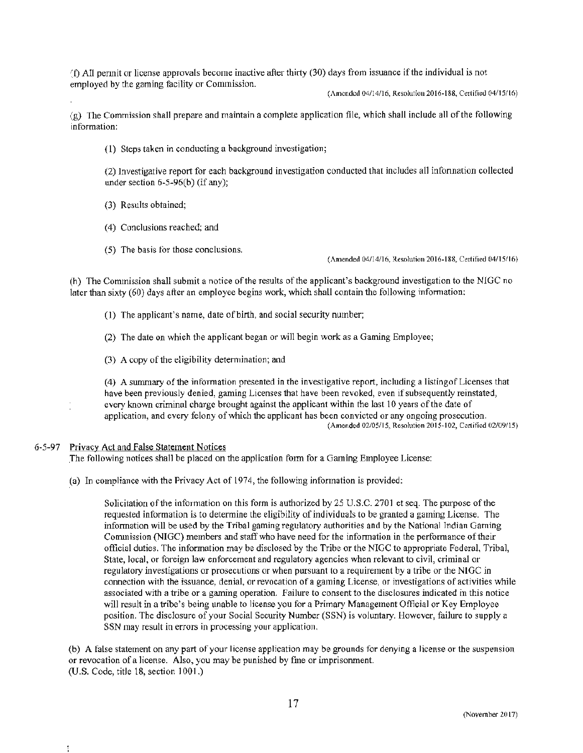(f) All permit or license approvals become inactive after thirty (30) days from issuance if the individual is not employed by the gaming facility or Commission.

(Amended 04/14/16, Resolution 2016-188, Certified 04/15/16)

(g) The Commission shall prepare and maintain a complete application file, which shall include all of the following information:

(1) Steps taken in conducting a background investigation;

(2) Investigative report for each background investigation conducted that includes all information collected under section 6-5-96(b) (if any);

(3) Results obtained;

(4) Conclusions reached; and

(5) The basis for those conclusions.

(Amended 04/14/16, Resolution 2016-188, Certified 04/15/16)

(h) The Commission shall submit a notice of the results of the applicant's background investigation to the NIGC no later than sixty (60) days after an employee begins work, which shall contain the following information:

(1) The applicant's name, date of birth, and social security number;

(2) The date on which the applicant began or will begin work as a Gaming Employee;

(3) A copy of the eligibility determination; and

(4) A summary of the information presented in the investigative report, including a listingof Licenses that have been previously denied, gaming Licenses that have been revoked, even if subsequently reinstated, every known criminal charge brought against the applicant within the last 10 years of the date of application, and every felony of which the applicant has been convicted or any ongoing prosecution.

(Amended 02/05/15, Resolution 2015-102, Certified 02/09/15)

6-5-97 Privacy Act and False Statement Notices

The following notices shall be placed on the application form for a Gaming Employee License:

(a) In compliance with the Privacy Act of 1974, the following information is provided:

> Solicitation of the information on this form is authorized by 25 U.S.C. 2701 et seq. The purpose of the requested information is to determine the eligibility of individuals to be granted a gaming License. The information will be used by the Tribal gaming regulatory authorities and by the National Indian Gaming Commission (NIGC) members and staff who have need for the information in the performance of their official duties. The information may be disclosed by the Tribe or the NIGC to appropriate Federal, Tribal, State, local, or foreign law enforcement and regulatory agencies when relevant to civil, criminal or regulatory investigations or prosecutions or when pursuant to a requirement by a tribe or the NIGC in connection with the issuance, denial, or revocation of a gaming License, or investigations of activities while associated with a tribe or a gaming operation. Failure to consent to the disclosures indicated in this notice will result in a tribe's being unable to license you for a Primary Management Official or Key Employee position. The disclosure of your Social Security Number (SSN) is voluntary. However, failure to supply a SSN may result in errors in processing your application.

(b) A false statement on any part of your license application may be grounds for denying a license or the suspension or revocation of a license. Also, you may be punished by fine or imprisonment.
(U.S. Code, title 18, section 1001.)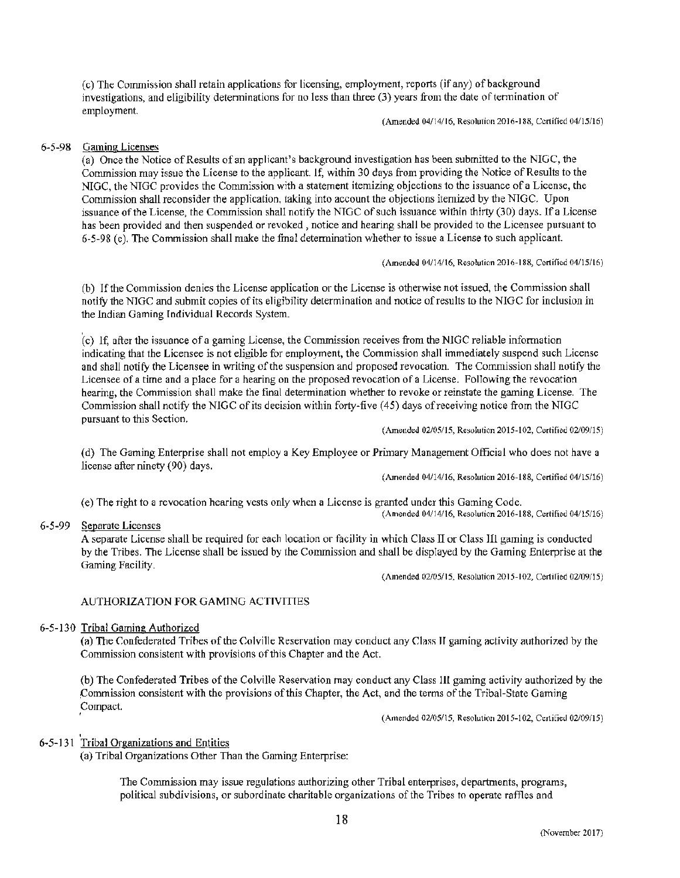(c) The Commission shall retain applications for licensing, employment, reports (if any) of background investigations, and eligibility determinations for no less than three (3) years from the date of termination of employment.

(Amended 04/14/16, Resolution 2016-188, Certified 04/15/16)

6-5-98 Gaming Licenses

(a) Once the Notice of Results of an applicant's background investigation has been submitted to the NIGC, the Commission may issue the License to the applicant. If, within 30 days from providing the Notice of Results to the NIGC, the NIGC provides the Commission with a statement itemizing objections to the issuance of a License, the Commission shall reconsider the application, taking into account the objections itemized by the NIGC. Upon issuance of the License, the Commission shall notify the NIGC of such issuance within thirty (30) days. If a License has been provided and then suspended or revoked , notice and hearing shall be provided to the Licensee pursuant to 6-5-98 (c). The Commission shall make the final determination whether to issue a License to such applicant.

(Amended 04/14/16, Resolution 2016-188, Certified 04/15/16)

(b) If the Commission denies the License application or the License is otherwise not issued, the Commission shall notify the NIGC and submit copies of its eligibility determination and notice of results to the NIGC for inclusion in the Indian Gaming Individual Records System.

(c) If, after the issuance of a gaming License, the Commission receives from the NIGC reliable information indicating that the Licensee is not eligible for employment, the Commission shall immediately suspend such License and shall notify the Licensee in writing of the suspension and proposed revocation. The Commission shall notify the Licensee of a time and a place for a hearing on the proposed revocation of a License. Following the revocation hearing, the Commission shall make the final determination whether to revoke or reinstate the gaming License. The Commission shall notify the NIGC of its decision within forty-five (45) days of receiving notice from the NIGC pursuant to this Section.

(Amended 02/05/15, Resolution 2015-102, Certified 02/09/15)

(d) The Gaming Enterprise shall not employ a Key Employee or Primary Management Official who does not have a license after ninety (90) days.

(Amended 04/14/16, Resolution 2016-188, Certified 04/15/16)

(e) The right to a revocation hearing vests only when a License is granted under this Gaming Code.

(Amended 04/14/16, Resolution 2016-188, Certified 04/15/16)

6-5-99 Separate Licenses

A separate License shall be required for each location or facility in which Class II or Class III gaming is conducted by the Tribes. The License shall be issued by the Commission and shall be displayed by the Gaming Enterprise at the Gaming Facility.

(Amended 02/05/15, Resolution 2015-102, Certified 02/09/15)

AUTHORIZATION FOR GAMING ACTIVITIES

6-5-130 Tribal Gaming Authorized

(a) The Confederated Tribes of the Colville Reservation may conduct any Class II gaming activity authorized by the Commission consistent with provisions of this Chapter and the Act.

(b) The Confederated Tribes of the Colville Reservation may conduct any Class III gaming activity authorized by the Commission consistent with the provisions of this Chapter, the Act, and the terms of the Tribal-State Gaming Compact.

(Amended 02/05/15, Resolution 2015-102, Certified 02/09/15)

6-5-131 Tribal Organizations and Entities

(a) Tribal Organizations Other Than the Gaming Enterprise:

The Commission may issue regulations authorizing other Tribal enterprises, departments, programs, political subdivisions, or subordinate charitable organizations of the Tribes to operate raffles and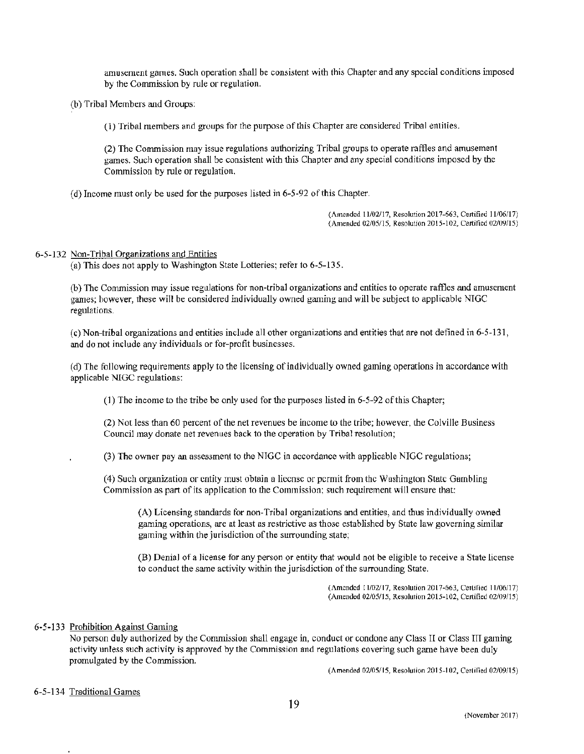amusement games. Such operation shall be consistent with this Chapter and any special conditions imposed by the Commission by rule or regulation.

(b) Tribal Members and Groups:

(1) Tribal members and groups for the purpose of this Chapter are considered Tribal entities.

(2) The Commission may issue regulations authorizing Tribal groups to operate raffles and amusement games. Such operation shall be consistent with this Chapter and any special conditions imposed by the Commission by rule or regulation.

(d) Income must only be used for the purposes listed in 6-5-92 of this Chapter.

(Amended 11/02/17, Resolution 2017-663, Certified 11/06/17)
(Amended 02/05/15, Resolution 2015-102, Certified 02/09/15)

6-5-132 Non-Tribal Organizations and Entities

(a) This does not apply to Washington State Lotteries; refer to 6-5-135.

(b) The Commission may issue regulations for non-tribal organizations and entities to operate raffles and amusement games; however, these will be considered individually owned gaming and will be subject to applicable NIGC regulations.

(c) Non-tribal organizations and entities include all other organizations and entities that are not defined in 6-5-131, and do not include any individuals or for-profit businesses.

(d) The following requirements apply to the licensing of individually owned gaming operations in accordance with applicable NIGC regulations:

(1) The income to the tribe be only used for the purposes listed in 6-5-92 of this Chapter;

(2) Not less than 60 percent of the net revenues be income to the tribe; however, the Colville Business Council may donate net revenues back to the operation by Tribal resolution;

(3) The owner pay an assessment to the NIGC in accordance with applicable NIGC regulations;

(4) Such organization or entity must obtain a license or permit from the Washington State Gambling Commission as part of its application to the Commission; such requirement will ensure that:

(A) Licensing standards for non-Tribal organizations and entities, and thus individually owned gaming operations, are at least as restrictive as those established by State law governing similar gaming within the jurisdiction of the surrounding state;

(B) Denial of a license for any person or entity that would not be eligible to receive a State license to conduct the same activity within the jurisdiction of the surrounding State.

(Amended 11/02/17, Resolution 2017-663, Certified 11/06/17)
(Amended 02/05/15, Resolution 2015-102, Certified 02/09/15)

6-5-133 Prohibition Against Gaming

No person duly authorized by the Commission shall engage in, conduct or condone any Class II or Class III gaming activity unless such activity is approved by the Commission and regulations covering such game have been duly promulgated by the Commission.

(Amended 02/05/15, Resolution 2015-102, Certified 02/09/15)

6-5-134 Traditional Games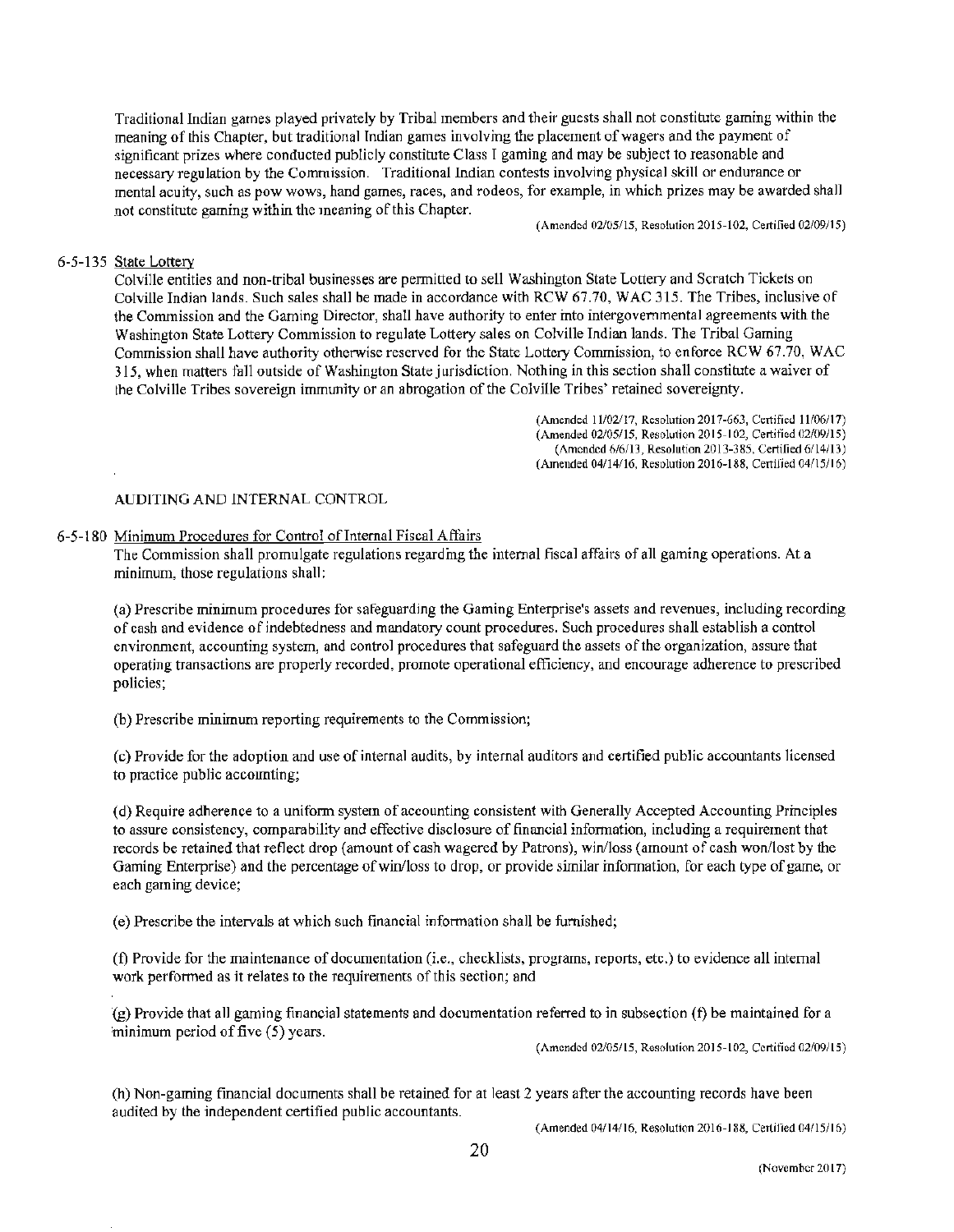Traditional Indian games played privately by Tribal members and their guests shall not constitute gaming within the meaning of this Chapter, but traditional Indian games involving the placement of wagers and the payment of significant prizes where conducted publicly constitute Class I gaming and may be subject to reasonable and necessary regulation by the Commission. Traditional Indian contests involving physical skill or endurance or mental acuity, such as pow wows, hand games, races, and rodeos, for example, in which prizes may be awarded shall not constitute gaming within the meaning of this Chapter.

(Amended 02/05/15, Resolution 2015-102, Certified 02/09/15)

### 6-5-135 State Lottery

Colville entities and non-tribal businesses are permitted to sell Washington State Lottery and Scratch Tickets on Colville Indian lands. Such sales shall be made in accordance with RCW 67.70, WAC 315. The Tribes, inclusive of the Commission and the Gaming Director, shall have authority to enter into intergovernmental agreements with the Washington State Lottery Commission to regulate Lottery sales on Colville Indian lands. The Tribal Gaming Commission shall have authority otherwise reserved for the State Lottery Commission, to enforce RCW 67.70, WAC 315, when matters fall outside of Washington State jurisdiction. Nothing in this section shall constitute a waiver of the Colville Tribes sovereign immunity or an abrogation of the Colville Tribes' retained sovereignty.

(Amended 11/02/17, Resolution 2017-663, Certified 11/06/17)
(Amended 02/05/15, Resolution 2015-102, Certified 02/09/15)
(Amended 6/6/13, Resolution 2013-385, Certified 6/14/13)
(Amended 04/14/16, Resolution 2016-188, Certified 04/15/16)

## AUDITING AND INTERNAL CONTROL

### 6-5-180 Minimum Procedures for Control of Internal Fiscal Affairs

The Commission shall promulgate regulations regarding the internal fiscal affairs of all gaming operations. At a minimum, those regulations shall:

(a) Prescribe minimum procedures for safeguarding the Gaming Enterprise's assets and revenues, including recording of cash and evidence of indebtedness and mandatory count procedures. Such procedures shall establish a control environment, accounting system, and control procedures that safeguard the assets of the organization, assure that operating transactions are properly recorded, promote operational efficiency, and encourage adherence to prescribed policies;

(b) Prescribe minimum reporting requirements to the Commission;

(c) Provide for the adoption and use of internal audits, by internal auditors and certified public accountants licensed to practice public accounting;

(d) Require adherence to a uniform system of accounting consistent with Generally Accepted Accounting Principles to assure consistency, comparability and effective disclosure of financial information, including a requirement that records be retained that reflect drop (amount of cash wagered by Patrons), win/loss (amount of cash won/lost by the Gaming Enterprise) and the percentage of win/loss to drop, or provide similar information, for each type of game, or each gaming device;

(e) Prescribe the intervals at which such financial information shall be furnished;

(f) Provide for the maintenance of documentation (i.e., checklists, programs, reports, etc.) to evidence all internal work performed as it relates to the requirements of this section; and

(g) Provide that all gaming financial statements and documentation referred to in subsection (f) be maintained for a minimum period of five (5) years.

(Amended 02/05/15, Resolution 2015-102, Certified 02/09/15)

(h) Non-gaming financial documents shall be retained for at least 2 years after the accounting records have been audited by the independent certified public accountants.

(Amended 04/14/16, Resolution 2016-188, Certified 04/15/16)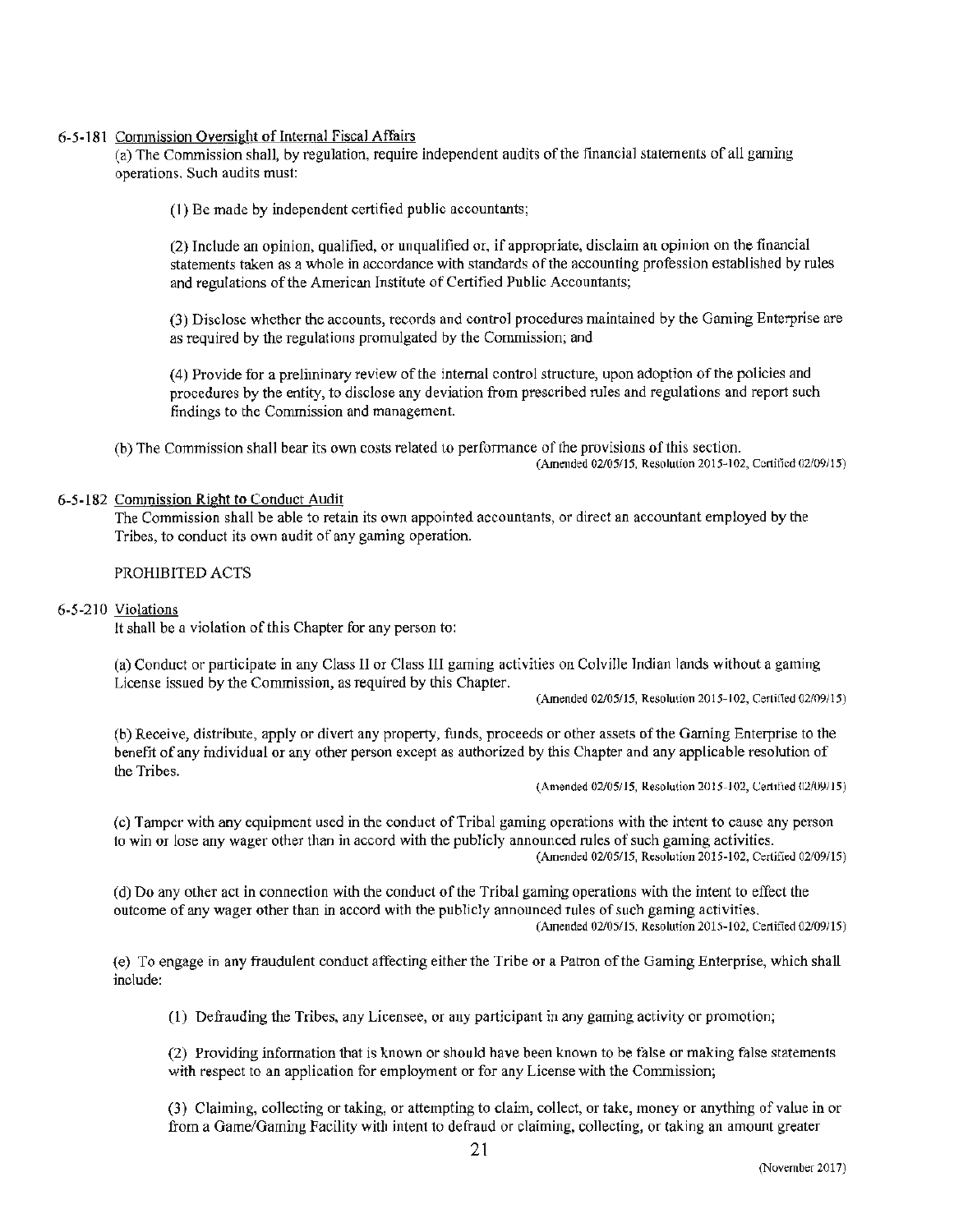6-5-181 Commission Oversight of Internal Fiscal Affairs

(a) The Commission shall, by regulation, require independent audits of the financial statements of all gaming operations. Such audits must:

(1) Be made by independent certified public accountants;

(2) Include an opinion, qualified, or unqualified or, if appropriate, disclaim an opinion on the financial statements taken as a whole in accordance with standards of the accounting profession established by rules and regulations of the American Institute of Certified Public Accountants;

(3) Disclose whether the accounts, records and control procedures maintained by the Gaming Enterprise are as required by the regulations promulgated by the Commission; and

(4) Provide for a preliminary review of the internal control structure, upon adoption of the policies and procedures by the entity, to disclose any deviation from prescribed rules and regulations and report such findings to the Commission and management.

(b) The Commission shall bear its own costs related to performance of the provisions of this section.
(Amended 02/05/15, Resolution 2015-102, Certified 02/09/15)

6-5-182 Commission Right to Conduct Audit

The Commission shall be able to retain its own appointed accountants, or direct an accountant employed by the Tribes, to conduct its own audit of any gaming operation.

PROHIBITED ACTS

6-5-210 Violations

It shall be a violation of this Chapter for any person to:

(a) Conduct or participate in any Class II or Class III gaming activities on Colville Indian lands without a gaming License issued by the Commission, as required by this Chapter.
(Amended 02/05/15, Resolution 2015-102, Certified 02/09/15)

(b) Receive, distribute, apply or divert any property, funds, proceeds or other assets of the Gaming Enterprise to the benefit of any individual or any other person except as authorized by this Chapter and any applicable resolution of the Tribes.
(Amended 02/05/15, Resolution 2015-102, Certified 02/09/15)

(c) Tamper with any equipment used in the conduct of Tribal gaming operations with the intent to cause any person to win or lose any wager other than in accord with the publicly announced rules of such gaming activities.
(Amended 02/05/15, Resolution 2015-102, Certified 02/09/15)

(d) Do any other act in connection with the conduct of the Tribal gaming operations with the intent to effect the outcome of any wager other than in accord with the publicly announced rules of such gaming activities.
(Amended 02/05/15, Resolution 2015-102, Certified 02/09/15)

(e) To engage in any fraudulent conduct affecting either the Tribe or a Patron of the Gaming Enterprise, which shall include:

(1) Defrauding the Tribes, any Licensee, or any participant in any gaming activity or promotion;

(2) Providing information that is known or should have been known to be false or making false statements with respect to an application for employment or for any License with the Commission;

(3) Claiming, collecting or taking, or attempting to claim, collect, or take, money or anything of value in or from a Game/Gaming Facility with intent to defraud or claiming, collecting, or taking an amount greater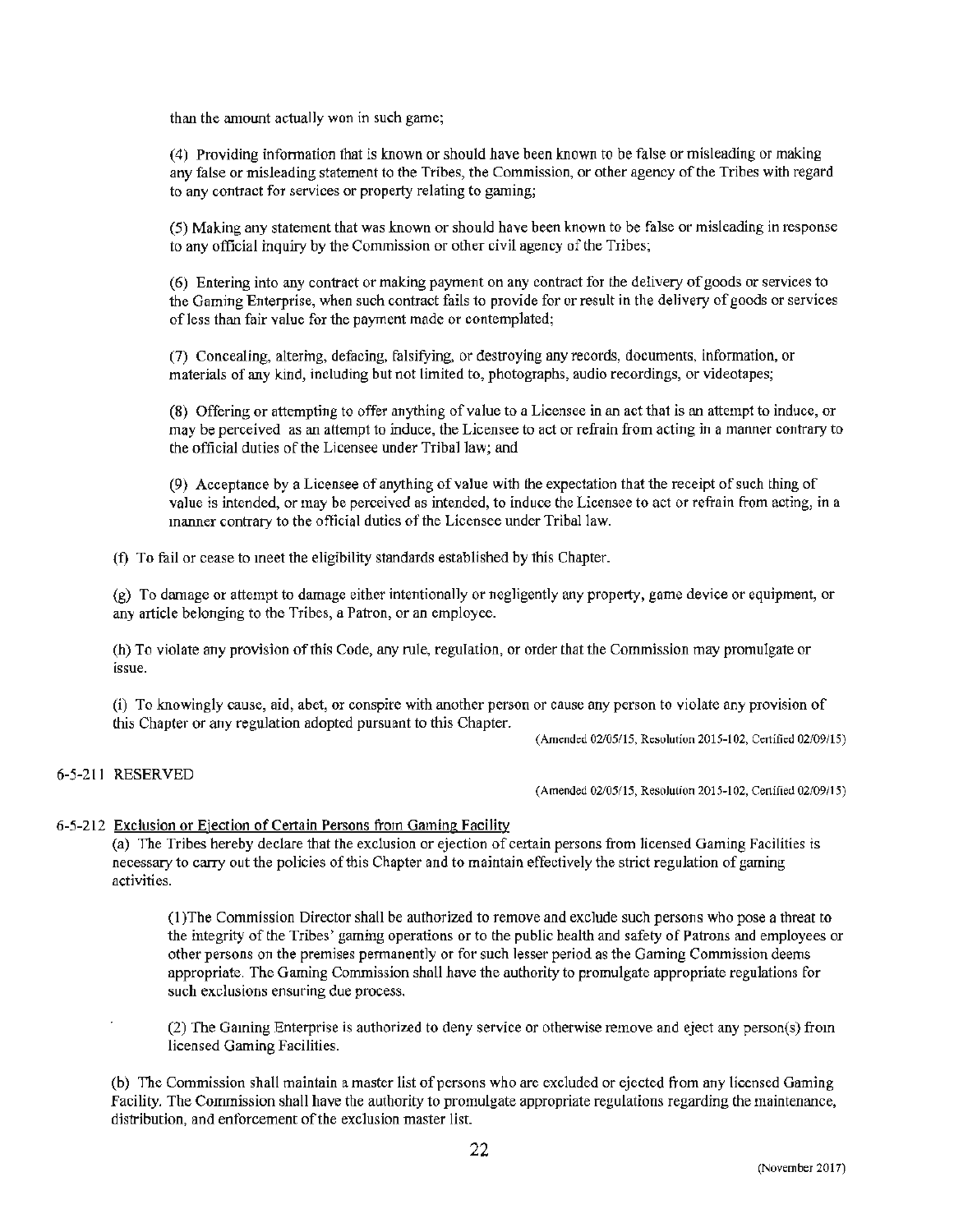than the amount actually won in such game;

(4) Providing information that is known or should have been known to be false or misleading or making any false or misleading statement to the Tribes, the Commission, or other agency of the Tribes with regard to any contract for services or property relating to gaming;

(5) Making any statement that was known or should have been known to be false or misleading in response to any official inquiry by the Commission or other civil agency of the Tribes;

(6) Entering into any contract or making payment on any contract for the delivery of goods or services to the Gaming Enterprise, when such contract fails to provide for or result in the delivery of goods or services of less than fair value for the payment made or contemplated;

(7) Concealing, altering, defacing, falsifying, or destroying any records, documents, information, or materials of any kind, including but not limited to, photographs, audio recordings, or videotapes;

(8) Offering or attempting to offer anything of value to a Licensee in an act that is an attempt to induce, or may be perceived as an attempt to induce, the Licensee to act or refrain from acting in a manner contrary to the official duties of the Licensee under Tribal law; and

(9) Acceptance by a Licensee of anything of value with the expectation that the receipt of such thing of value is intended, or may be perceived as intended, to induce the Licensee to act or refrain from acting, in a manner contrary to the official duties of the Licensee under Tribal law.

(f) To fail or cease to meet the eligibility standards established by this Chapter.

(g) To damage or attempt to damage either intentionally or negligently any property, game device or equipment, or any article belonging to the Tribes, a Patron, or an employee.

(h) To violate any provision of this Code, any rule, regulation, or order that the Commission may promulgate or issue.

(i) To knowingly cause, aid, abet, or conspire with another person or cause any person to violate any provision of this Chapter or any regulation adopted pursuant to this Chapter.

(Amended 02/05/15, Resolution 2015-102, Certified 02/09/15)

6-5-211 RESERVED

(Amended 02/05/15, Resolution 2015-102, Certified 02/09/15)

6-5-212 Exclusion or Ejection of Certain Persons from Gaming Facility

(a) The Tribes hereby declare that the exclusion or ejection of certain persons from licensed Gaming Facilities is necessary to carry out the policies of this Chapter and to maintain effectively the strict regulation of gaming activities.

(1) The Commission Director shall be authorized to remove and exclude such persons who pose a threat to the integrity of the Tribes' gaming operations or to the public health and safety of Patrons and employees or other persons on the premises permanently or for such lesser period as the Gaming Commission deems appropriate. The Gaming Commission shall have the authority to promulgate appropriate regulations for such exclusions ensuring due process.

(2) The Gaming Enterprise is authorized to deny service or otherwise remove and eject any person(s) from licensed Gaming Facilities.

(b) The Commission shall maintain a master list of persons who are excluded or ejected from any licensed Gaming Facility. The Commission shall have the authority to promulgate appropriate regulations regarding the maintenance, distribution, and enforcement of the exclusion master list.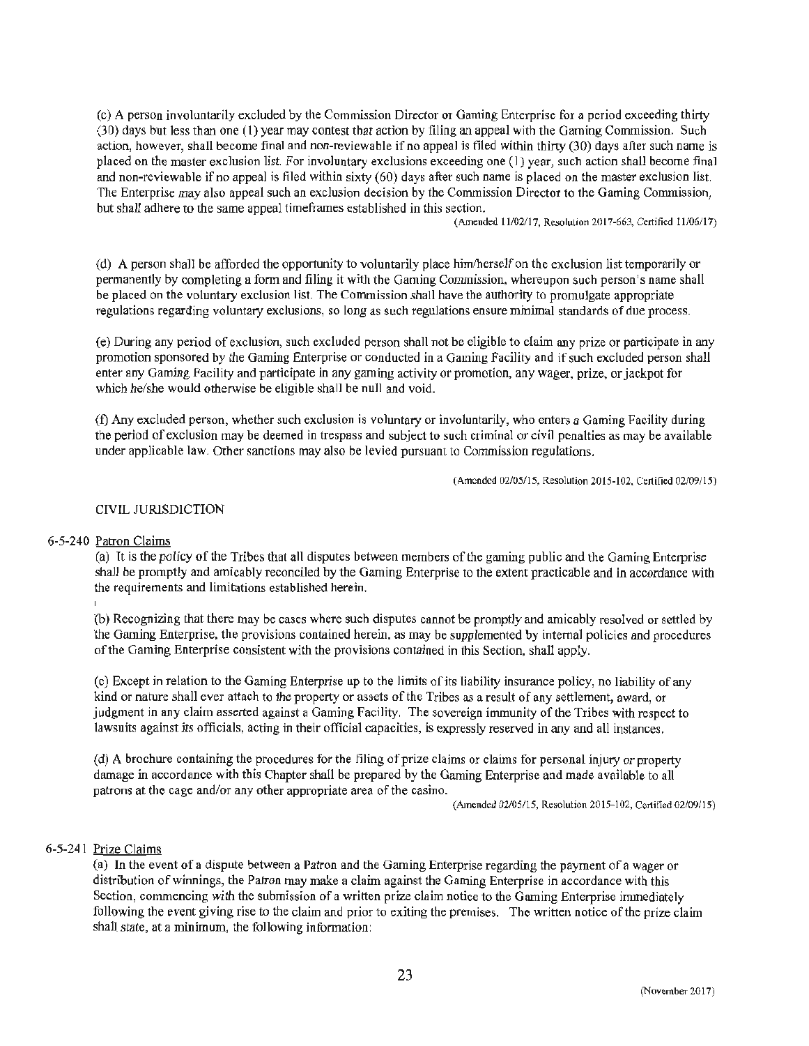(c) A person involuntarily excluded by the Commission Director or Gaming Enterprise for a period exceeding thirty (30) days but less than one (1) year may contest that action by filing an appeal with the Gaming Commission. Such action, however, shall become final and non-reviewable if no appeal is filed within thirty (30) days after such name is placed on the master exclusion list. For involuntary exclusions exceeding one (1) year, such action shall become final and non-reviewable if no appeal is filed within sixty (60) days after such name is placed on the master exclusion list. The Enterprise may also appeal such an exclusion decision by the Commission Director to the Gaming Commission, but shall adhere to the same appeal timeframes established in this section.

(Amended 11/02/17, Resolution 2017-663, Certified 11/06/17)

(d) A person shall be afforded the opportunity to voluntarily place him/herself on the exclusion list temporarily or permanently by completing a form and filing it with the Gaming Commission, whereupon such person's name shall be placed on the voluntary exclusion list. The Commission shall have the authority to promulgate appropriate regulations regarding voluntary exclusions, so long as such regulations ensure minimal standards of due process.

(e) During any period of exclusion, such excluded person shall not be eligible to claim any prize or participate in any promotion sponsored by the Gaming Enterprise or conducted in a Gaming Facility and if such excluded person shall enter any Gaming Facility and participate in any gaming activity or promotion, any wager, prize, or jackpot for which he/she would otherwise be eligible shall be null and void.

(f) Any excluded person, whether such exclusion is voluntary or involuntarily, who enters a Gaming Facility during the period of exclusion may be deemed in trespass and subject to such criminal or civil penalties as may be available under applicable law. Other sanctions may also be levied pursuant to Commission regulations.

(Amended 02/05/15, Resolution 2015-102, Certified 02/09/15)

CIVIL JURISDICTION

6-5-240 Patron Claims

(a) It is the policy of the Tribes that all disputes between members of the gaming public and the Gaming Enterprise shall be promptly and amicably reconciled by the Gaming Enterprise to the extent practicable and in accordance with the requirements and limitations established herein.

(b) Recognizing that there may be cases where such disputes cannot be promptly and amicably resolved or settled by the Gaming Enterprise, the provisions contained herein, as may be supplemented by internal policies and procedures of the Gaming Enterprise consistent with the provisions contained in this Section, shall apply.

(c) Except in relation to the Gaming Enterprise up to the limits of its liability insurance policy, no liability of any kind or nature shall ever attach to the property or assets of the Tribes as a result of any settlement, award, or judgment in any claim asserted against a Gaming Facility. The sovereign immunity of the Tribes with respect to lawsuits against its officials, acting in their official capacities, is expressly reserved in any and all instances.

(d) A brochure containing the procedures for the filing of prize claims or claims for personal injury or property damage in accordance with this Chapter shall be prepared by the Gaming Enterprise and made available to all patrons at the cage and/or any other appropriate area of the casino.

(Amended 02/05/15, Resolution 2015-102, Certified 02/09/15)

6-5-241 Prize Claims

(a) In the event of a dispute between a Patron and the Gaming Enterprise regarding the payment of a wager or distribution of winnings, the Patron may make a claim against the Gaming Enterprise in accordance with this Section, commencing with the submission of a written prize claim notice to the Gaming Enterprise immediately following the event giving rise to the claim and prior to exiting the premises. The written notice of the prize claim shall state, at a minimum, the following information: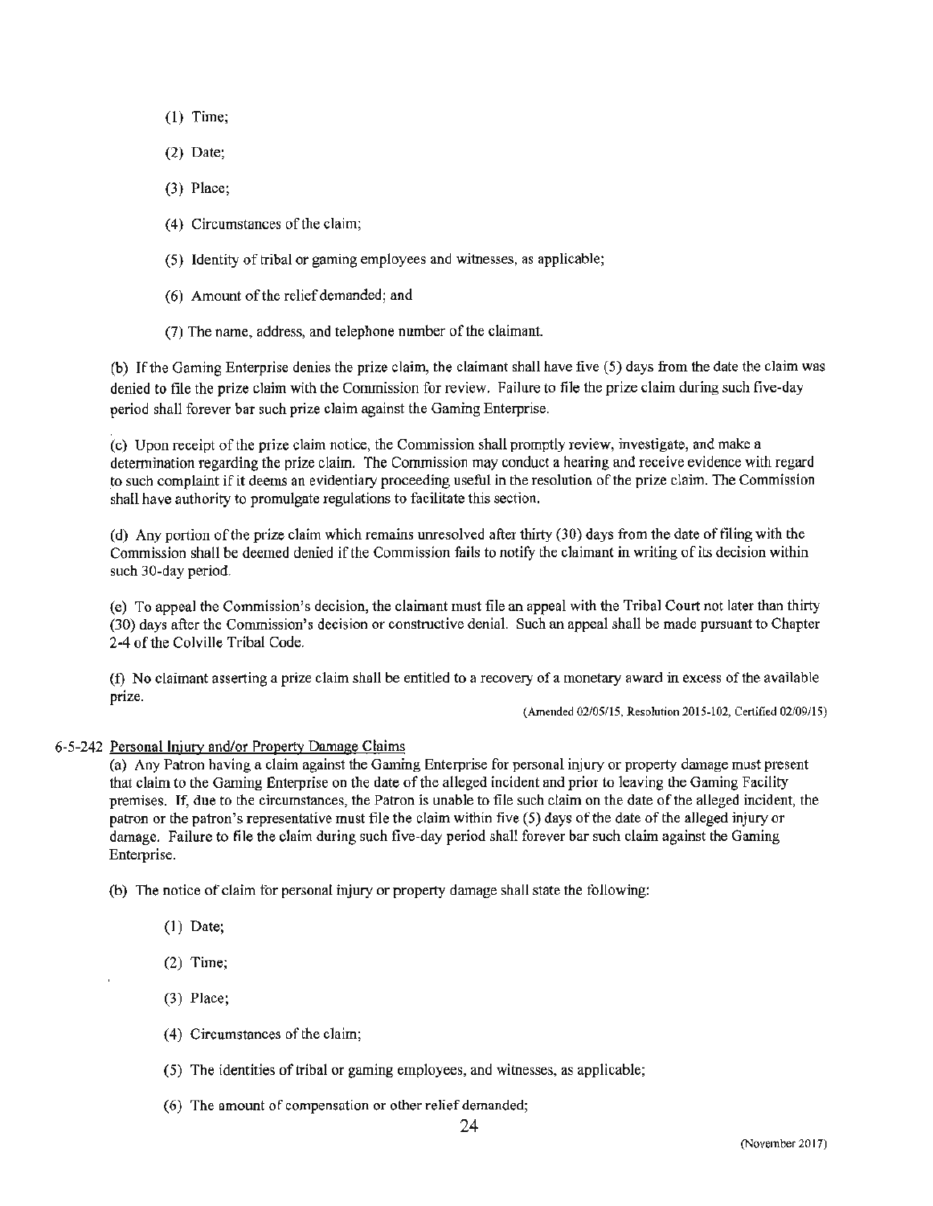(1) Time;

(2) Date;

(3) Place;

(4) Circumstances of the claim;

(5) Identity of tribal or gaming employees and witnesses, as applicable;

(6) Amount of the relief demanded; and

(7) The name, address, and telephone number of the claimant.

(b) If the Gaming Enterprise denies the prize claim, the claimant shall have five (5) days from the date the claim was denied to file the prize claim with the Commission for review. Failure to file the prize claim during such five-day period shall forever bar such prize claim against the Gaming Enterprise.

(c) Upon receipt of the prize claim notice, the Commission shall promptly review, investigate, and make a determination regarding the prize claim. The Commission may conduct a hearing and receive evidence with regard to such complaint if it deems an evidentiary proceeding useful in the resolution of the prize claim. The Commission shall have authority to promulgate regulations to facilitate this section.

(d) Any portion of the prize claim which remains unresolved after thirty (30) days from the date of filing with the Commission shall be deemed denied if the Commission fails to notify the claimant in writing of its decision within such 30-day period.

(e) To appeal the Commission's decision, the claimant must file an appeal with the Tribal Court not later than thirty (30) days after the Commission's decision or constructive denial. Such an appeal shall be made pursuant to Chapter 2-4 of the Colville Tribal Code.

(f) No claimant asserting a prize claim shall be entitled to a recovery of a monetary award in excess of the available prize.

(Amended 02/05/15, Resolution 2015-102, Certified 02/09/15)

6-5-242 Personal Injury and/or Property Damage Claims

(a) Any Patron having a claim against the Gaming Enterprise for personal injury or property damage must present that claim to the Gaming Enterprise on the date of the alleged incident and prior to leaving the Gaming Facility premises. If, due to the circumstances, the Patron is unable to file such claim on the date of the alleged incident, the patron or the patron's representative must file the claim within five (5) days of the date of the alleged injury or damage. Failure to file the claim during such five-day period shall forever bar such claim against the Gaming Enterprise.

(b) The notice of claim for personal injury or property damage shall state the following:

(1) Date;

(2) Time;

(3) Place;

(4) Circumstances of the claim;

(5) The identities of tribal or gaming employees, and witnesses, as applicable;

(6) The amount of compensation or other relief demanded;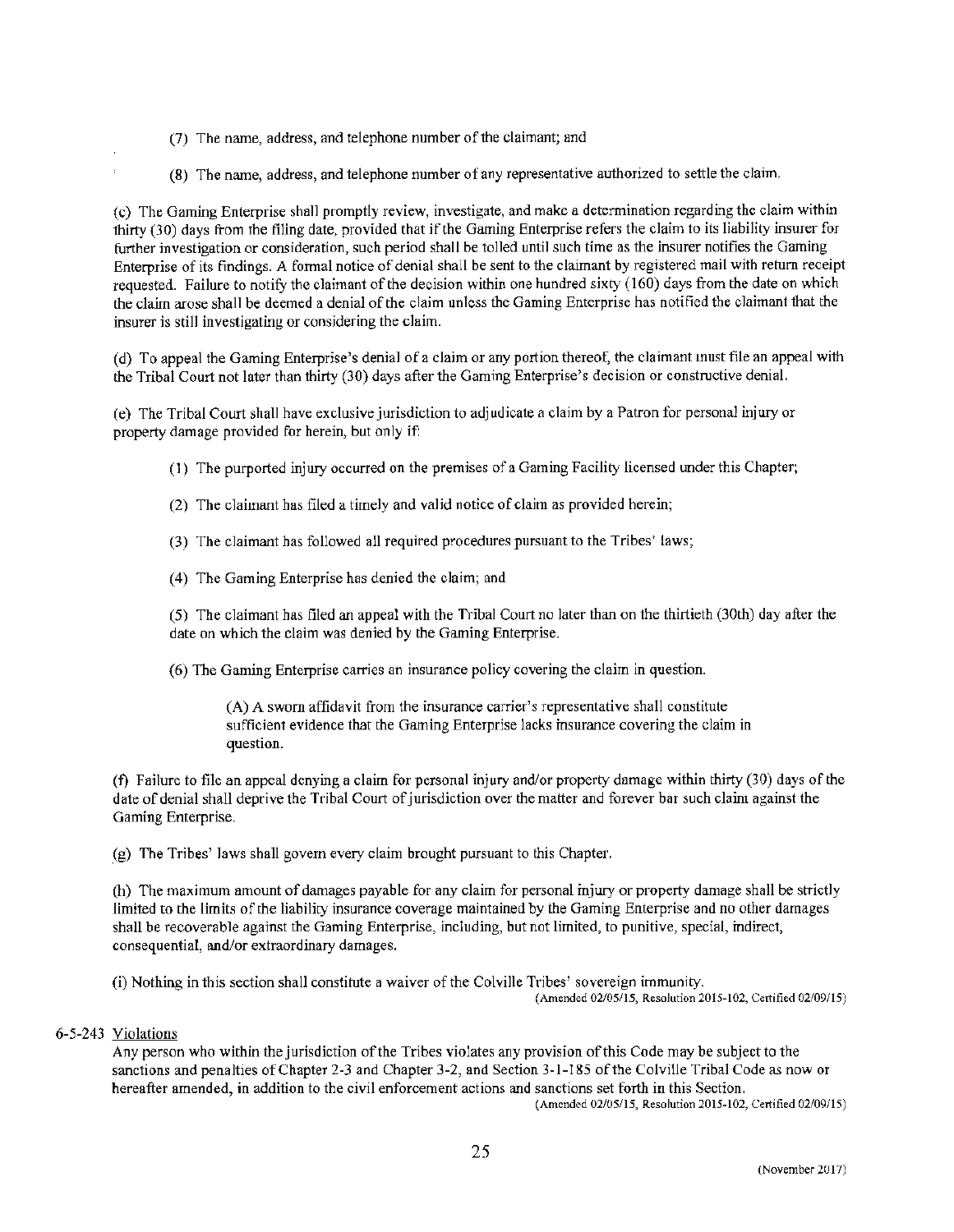(7) The name, address, and telephone number of the claimant; and

(8) The name, address, and telephone number of any representative authorized to settle the claim.

(c) The Gaming Enterprise shall promptly review, investigate, and make a determination regarding the claim within thirty (30) days from the filing date, provided that if the Gaming Enterprise refers the claim to its liability insurer for further investigation or consideration, such period shall be tolled until such time as the insurer notifies the Gaming Enterprise of its findings. A formal notice of denial shall be sent to the claimant by registered mail with return receipt requested. Failure to notify the claimant of the decision within one hundred sixty (160) days from the date on which the claim arose shall be deemed a denial of the claim unless the Gaming Enterprise has notified the claimant that the insurer is still investigating or considering the claim.

(d) To appeal the Gaming Enterprise's denial of a claim or any portion thereof, the claimant must file an appeal with the Tribal Court not later than thirty (30) days after the Gaming Enterprise's decision or constructive denial.

(e) The Tribal Court shall have exclusive jurisdiction to adjudicate a claim by a Patron for personal injury or property damage provided for herein, but only if:

(1) The purported injury occurred on the premises of a Gaming Facility licensed under this Chapter;

(2) The claimant has filed a timely and valid notice of claim as provided herein;

(3) The claimant has followed all required procedures pursuant to the Tribes' laws;

(4) The Gaming Enterprise has denied the claim; and

(5) The claimant has filed an appeal with the Tribal Court no later than on the thirtieth (30th) day after the date on which the claim was denied by the Gaming Enterprise.

(6) The Gaming Enterprise carries an insurance policy covering the claim in question.

(A) A sworn affidavit from the insurance carrier's representative shall constitute sufficient evidence that the Gaming Enterprise lacks insurance covering the claim in question.

(f) Failure to file an appeal denying a claim for personal injury and/or property damage within thirty (30) days of the date of denial shall deprive the Tribal Court of jurisdiction over the matter and forever bar such claim against the Gaming Enterprise.

(g) The Tribes' laws shall govern every claim brought pursuant to this Chapter.

(h) The maximum amount of damages payable for any claim for personal injury or property damage shall be strictly limited to the limits of the liability insurance coverage maintained by the Gaming Enterprise and no other damages shall be recoverable against the Gaming Enterprise, including, but not limited, to punitive, special, indirect, consequential, and/or extraordinary damages.

(i) Nothing in this section shall constitute a waiver of the Colville Tribes' sovereign immunity.

(Amended 02/05/15, Resolution 2015-102, Certified 02/09/15)

6-5-243 Violations

Any person who within the jurisdiction of the Tribes violates any provision of this Code may be subject to the sanctions and penalties of Chapter 2-3 and Chapter 3-2, and Section 3-1-185 of the Colville Tribal Code as now or hereafter amended, in addition to the civil enforcement actions and sanctions set forth in this Section.

(Amended 02/05/15, Resolution 2015-102, Certified 02/09/15)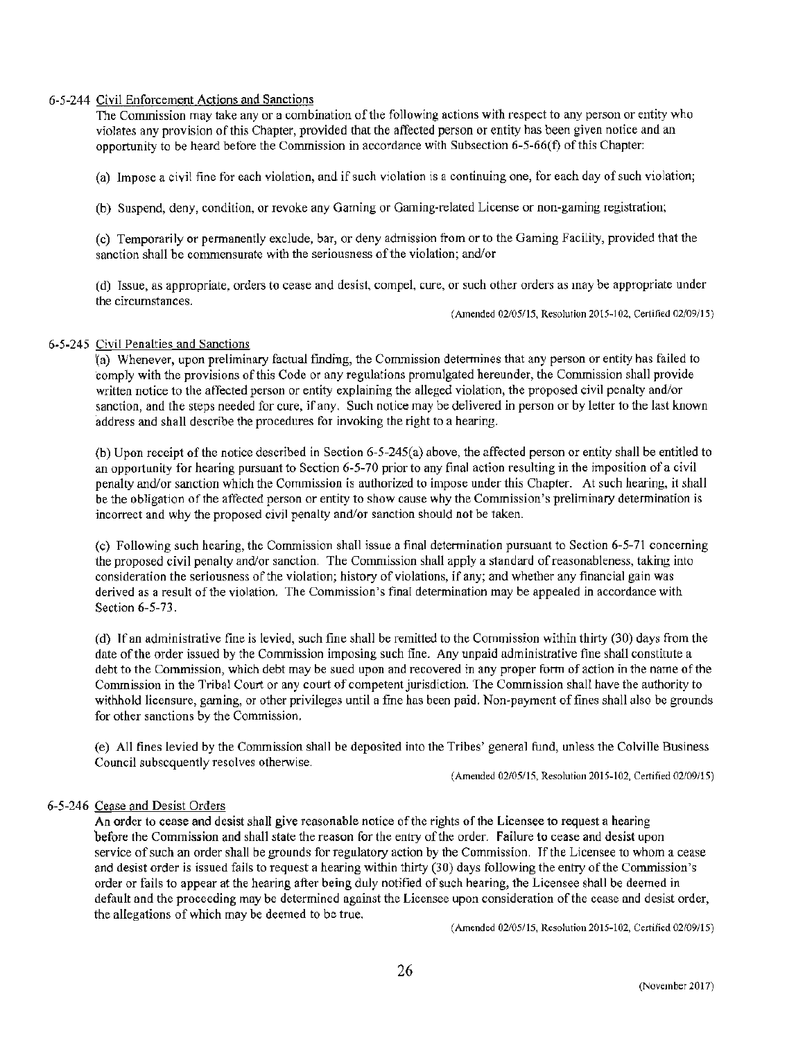### 6-5-244 Civil Enforcement Actions and Sanctions

The Commission may take any or a combination of the following actions with respect to any person or entity who violates any provision of this Chapter, provided that the affected person or entity has been given notice and an opportunity to be heard before the Commission in accordance with Subsection 6-5-66(f) of this Chapter:

(a) Impose a civil fine for each violation, and if such violation is a continuing one, for each day of such violation;

(b) Suspend, deny, condition, or revoke any Gaming or Gaming-related License or non-gaming registration;

(c) Temporarily or permanently exclude, bar, or deny admission from or to the Gaming Facility, provided that the sanction shall be commensurate with the seriousness of the violation; and/or

(d) Issue, as appropriate, orders to cease and desist, compel, cure, or such other orders as may be appropriate under the circumstances.

(Amended 02/05/15, Resolution 2015-102, Certified 02/09/15)

### 6-5-245 Civil Penalties and Sanctions

(a) Whenever, upon preliminary factual finding, the Commission determines that any person or entity has failed to comply with the provisions of this Code or any regulations promulgated hereunder, the Commission shall provide written notice to the affected person or entity explaining the alleged violation, the proposed civil penalty and/or sanction, and the steps needed for cure, if any. Such notice may be delivered in person or by letter to the last known address and shall describe the procedures for invoking the right to a hearing.

(b) Upon receipt of the notice described in Section 6-5-245(a) above, the affected person or entity shall be entitled to an opportunity for hearing pursuant to Section 6-5-70 prior to any final action resulting in the imposition of a civil penalty and/or sanction which the Commission is authorized to impose under this Chapter. At such hearing, it shall be the obligation of the affected person or entity to show cause why the Commission's preliminary determination is incorrect and why the proposed civil penalty and/or sanction should not be taken.

(c) Following such hearing, the Commission shall issue a final determination pursuant to Section 6-5-71 concerning the proposed civil penalty and/or sanction. The Commission shall apply a standard of reasonableness, taking into consideration the seriousness of the violation; history of violations, if any; and whether any financial gain was derived as a result of the violation. The Commission's final determination may be appealed in accordance with Section 6-5-73.

(d) If an administrative fine is levied, such fine shall be remitted to the Commission within thirty (30) days from the date of the order issued by the Commission imposing such fine. Any unpaid administrative fine shall constitute a debt to the Commission, which debt may be sued upon and recovered in any proper form of action in the name of the Commission in the Tribal Court or any court of competent jurisdiction. The Commission shall have the authority to withhold licensure, gaming, or other privileges until a fine has been paid. Non-payment of fines shall also be grounds for other sanctions by the Commission.

(e) All fines levied by the Commission shall be deposited into the Tribes' general fund, unless the Colville Business Council subsequently resolves otherwise.

(Amended 02/05/15, Resolution 2015-102, Certified 02/09/15)

### 6-5-246 Cease and Desist Orders

An order to cease and desist shall give reasonable notice of the rights of the Licensee to request a hearing before the Commission and shall state the reason for the entry of the order. Failure to cease and desist upon service of such an order shall be grounds for regulatory action by the Commission. If the Licensee to whom a cease and desist order is issued fails to request a hearing within thirty (30) days following the entry of the Commission's order or fails to appear at the hearing after being duly notified of such hearing, the Licensee shall be deemed in default and the proceeding may be determined against the Licensee upon consideration of the cease and desist order, the allegations of which may be deemed to be true.

(Amended 02/05/15, Resolution 2015-102, Certified 02/09/15)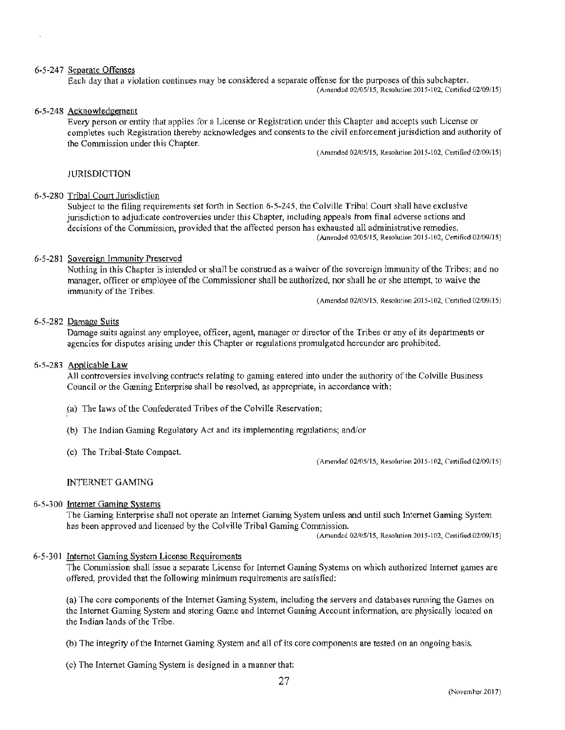6-5-247 Separate Offenses

Each day that a violation continues may be considered a separate offense for the purposes of this subchapter.

(Amended 02/05/15, Resolution 2015-102, Certified 02/09/15)

6-5-248 Acknowledgement

Every person or entity that applies for a License or Registration under this Chapter and accepts such License or completes such Registration thereby acknowledges and consents to the civil enforcement jurisdiction and authority of the Commission under this Chapter.

(Amended 02/05/15, Resolution 2015-102, Certified 02/09/15)

JURISDICTION

6-5-280 Tribal Court Jurisdiction

Subject to the filing requirements set forth in Section 6-5-245, the Colville Tribal Court shall have exclusive jurisdiction to adjudicate controversies under this Chapter, including appeals from final adverse actions and decisions of the Commission, provided that the affected person has exhausted all administrative remedies.

(Amended 02/05/15, Resolution 2015-102, Certified 02/09/15)

6-5-281 Sovereign Immunity Preserved

Nothing in this Chapter is intended or shall be construed as a waiver of the sovereign immunity of the Tribes; and no manager, officer or employee of the Commissioner shall be authorized, nor shall he or she attempt, to waive the immunity of the Tribes.

(Amended 02/05/15, Resolution 2015-102, Certified 02/09/15)

6-5-282 Damage Suits

Damage suits against any employee, officer, agent, manager or director of the Tribes or any of its departments or agencies for disputes arising under this Chapter or regulations promulgated hereunder are prohibited.

6-5-283 Applicable Law

All controversies involving contracts relating to gaming entered into under the authority of the Colville Business Council or the Gaming Enterprise shall be resolved, as appropriate, in accordance with:

(a) The laws of the Confederated Tribes of the Colville Reservation;

(b) The Indian Gaming Regulatory Act and its implementing regulations; and/or

(c) The Tribal-State Compact.

(Amended 02/05/15, Resolution 2015-102, Certified 02/09/15)

INTERNET GAMING

6-5-300 Internet Gaming Systems

The Gaming Enterprise shall not operate an Internet Gaming System unless and until such Internet Gaming System has been approved and licensed by the Colville Tribal Gaming Commission.

(Amended 02/05/15, Resolution 2015-102, Certified 02/09/15)

6-5-301 Internet Gaming System License Requirements

The Commission shall issue a separate License for Internet Gaming Systems on which authorized Internet games are offered, provided that the following minimum requirements are satisfied:

(a) The core components of the Internet Gaming System, including the servers and databases running the Games on the Internet Gaming System and storing Game and Internet Gaming Account information, are physically located on the Indian lands of the Tribe.

(b) The integrity of the Internet Gaming System and all of its core components are tested on an ongoing basis.

(c) The Internet Gaming System is designed in a manner that: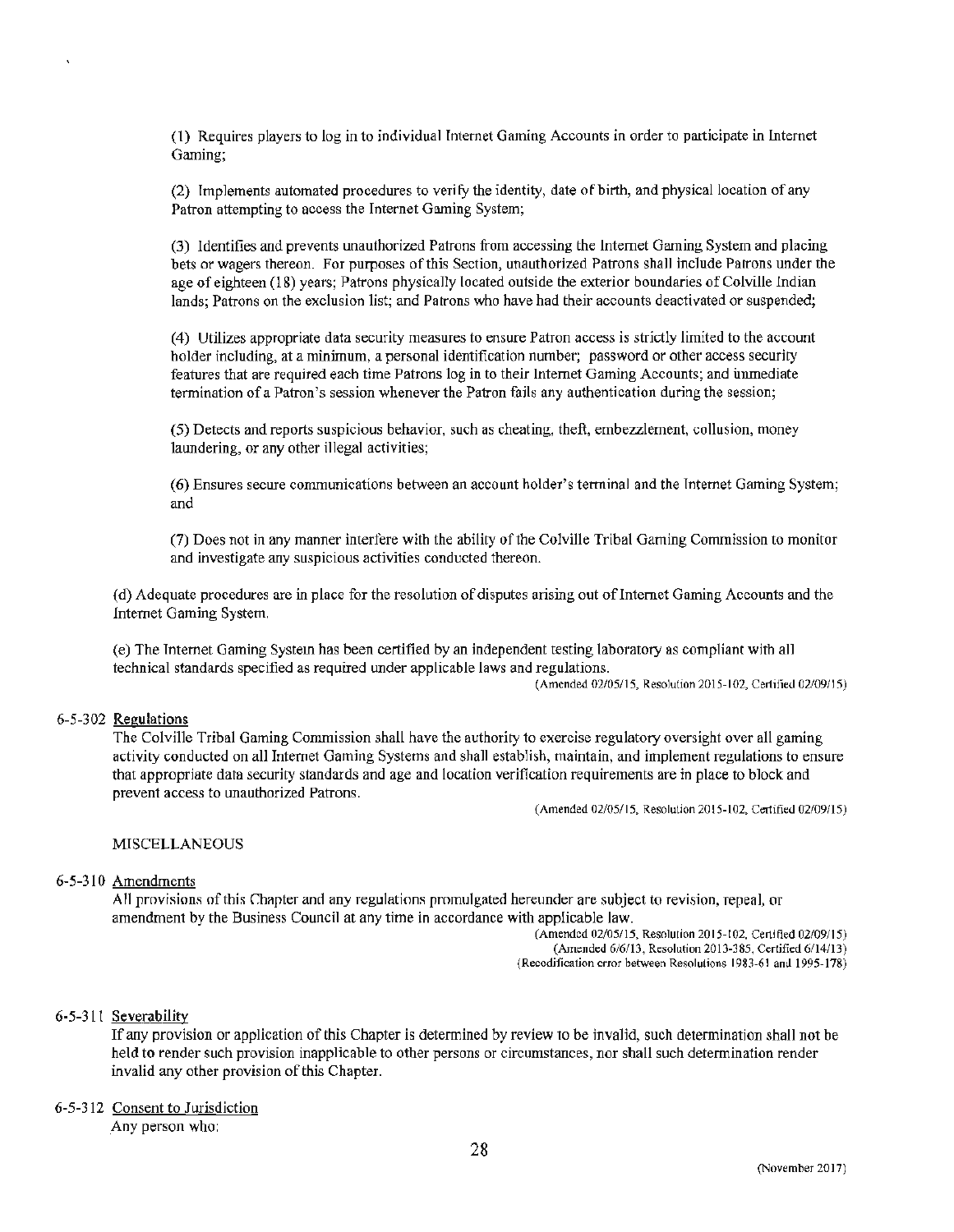(1) Requires players to log in to individual Internet Gaming Accounts in order to participate in Internet Gaming;

(2) Implements automated procedures to verify the identity, date of birth, and physical location of any Patron attempting to access the Internet Gaming System;

(3) Identifies and prevents unauthorized Patrons from accessing the Internet Gaming System and placing bets or wagers thereon. For purposes of this Section, unauthorized Patrons shall include Patrons under the age of eighteen (18) years; Patrons physically located outside the exterior boundaries of Colville Indian lands; Patrons on the exclusion list; and Patrons who have had their accounts deactivated or suspended;

(4) Utilizes appropriate data security measures to ensure Patron access is strictly limited to the account holder including, at a minimum, a personal identification number; password or other access security features that are required each time Patrons log in to their Internet Gaming Accounts; and immediate termination of a Patron's session whenever the Patron fails any authentication during the session;

(5) Detects and reports suspicious behavior, such as cheating, theft, embezzlement, collusion, money laundering, or any other illegal activities;

(6) Ensures secure communications between an account holder's terminal and the Internet Gaming System; and

(7) Does not in any manner interfere with the ability of the Colville Tribal Gaming Commission to monitor and investigate any suspicious activities conducted thereon.

(d) Adequate procedures are in place for the resolution of disputes arising out of Internet Gaming Accounts and the Internet Gaming System.

(e) The Internet Gaming System has been certified by an independent testing laboratory as compliant with all technical standards specified as required under applicable laws and regulations.

(Amended 02/05/15, Resolution 2015-102, Certified 02/09/15)

6-5-302 **Regulations**

The Colville Tribal Gaming Commission shall have the authority to exercise regulatory oversight over all gaming activity conducted on all Internet Gaming Systems and shall establish, maintain, and implement regulations to ensure that appropriate data security standards and age and location verification requirements are in place to block and prevent access to unauthorized Patrons.

(Amended 02/05/15, Resolution 2015-102, Certified 02/09/15)

MISCELLANEOUS

6-5-310 **Amendments**

All provisions of this Chapter and any regulations promulgated hereunder are subject to revision, repeal, or amendment by the Business Council at any time in accordance with applicable law.

(Amended 02/05/15, Resolution 2015-102, Certified 02/09/15)
(Amended 6/6/13, Resolution 2013-385, Certified 6/14/13)
(Recodification error between Resolutions 1983-61 and 1995-178)

6-5-311 **Severability**

If any provision or application of this Chapter is determined by review to be invalid, such determination shall not be held to render such provision inapplicable to other persons or circumstances, nor shall such determination render invalid any other provision of this Chapter.

6-5-312 **Consent to Jurisdiction**

Any person who: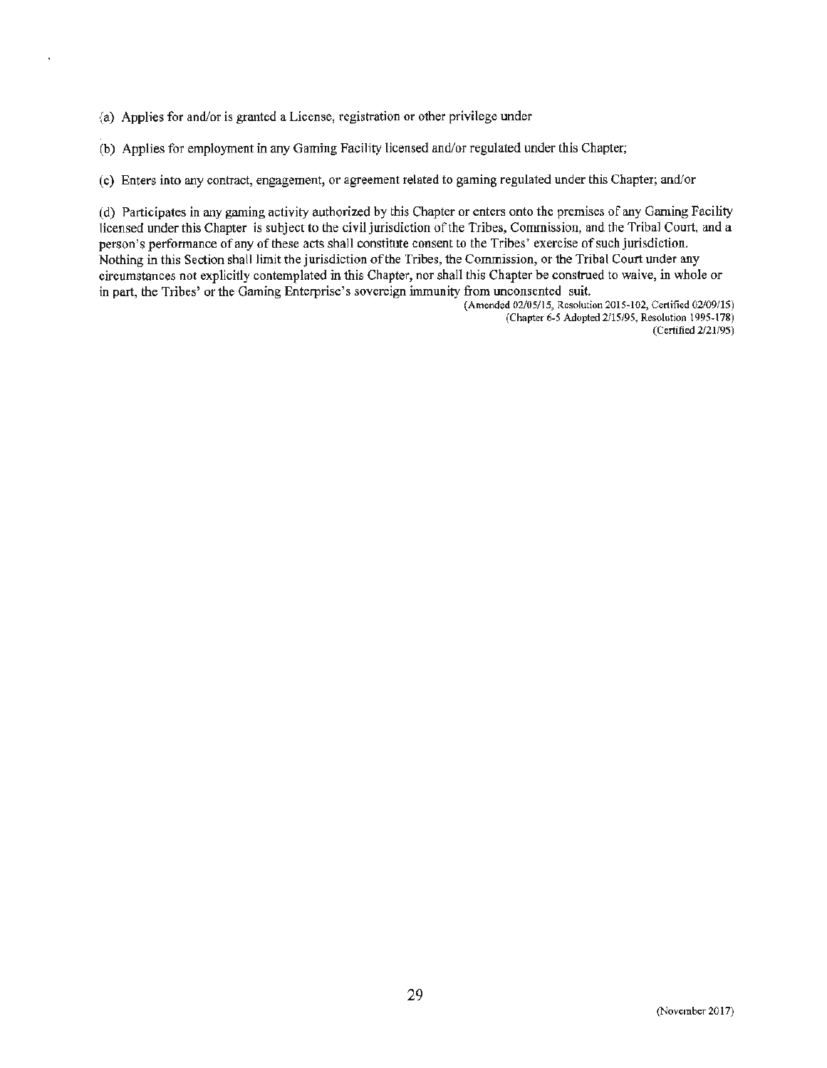(a) Applies for and/or is granted a License, registration or other privilege under

(b) Applies for employment in any Gaming Facility licensed and/or regulated under this Chapter;

(c) Enters into any contract, engagement, or agreement related to gaming regulated under this Chapter; and/or

(d) Participates in any gaming activity authorized by this Chapter or enters onto the premises of any Gaming Facility licensed under this Chapter is subject to the civil jurisdiction of the Tribes, Commission, and the Tribal Court, and a person's performance of any of these acts shall constitute consent to the Tribes' exercise of such jurisdiction. Nothing in this Section shall limit the jurisdiction of the Tribes, the Commission, or the Tribal Court under any circumstances not explicitly contemplated in this Chapter, nor shall this Chapter be construed to waive, in whole or in part, the Tribes' or the Gaming Enterprise's sovereign immunity from unconsented suit.

(Amended 02/05/15, Resolution 2015-102, Certified 02/09/15)
(Chapter 6-5 Adopted 2/15/95, Resolution 1995-178)
(Certified 2/21/95)

(November 2017)